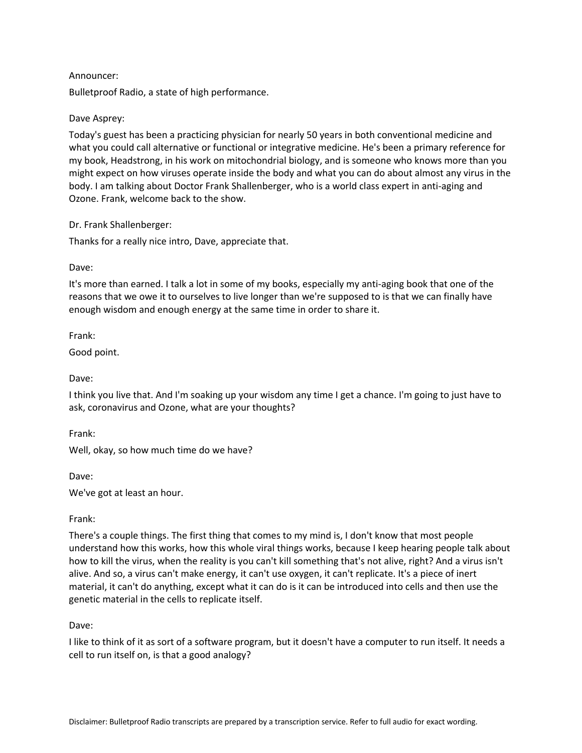Announcer:

Bulletproof Radio, a state of high performance.

Dave Asprey:

Today's guest has been a practicing physician for nearly 50 years in both conventional medicine and what you could call alternative or functional or integrative medicine. He's been a primary reference for my book, Headstrong, in his work on mitochondrial biology, and is someone who knows more than you might expect on how viruses operate inside the body and what you can do about almost any virus in the body. I am talking about Doctor Frank Shallenberger, who is a world class expert in anti-aging and Ozone. Frank, welcome back to the show.

Dr. Frank Shallenberger:

Thanks for a really nice intro, Dave, appreciate that.

Dave:

It's more than earned. I talk a lot in some of my books, especially my anti-aging book that one of the reasons that we owe it to ourselves to live longer than we're supposed to is that we can finally have enough wisdom and enough energy at the same time in order to share it.

Frank:

Good point.

Dave:

I think you live that. And I'm soaking up your wisdom any time I get a chance. I'm going to just have to ask, coronavirus and Ozone, what are your thoughts?

Frank:

Well, okay, so how much time do we have?

Dave:

We've got at least an hour.

Frank:

There's a couple things. The first thing that comes to my mind is, I don't know that most people understand how this works, how this whole viral things works, because I keep hearing people talk about how to kill the virus, when the reality is you can't kill something that's not alive, right? And a virus isn't alive. And so, a virus can't make energy, it can't use oxygen, it can't replicate. It's a piece of inert material, it can't do anything, except what it can do is it can be introduced into cells and then use the genetic material in the cells to replicate itself.

Dave:

I like to think of it as sort of a software program, but it doesn't have a computer to run itself. It needs a cell to run itself on, is that a good analogy?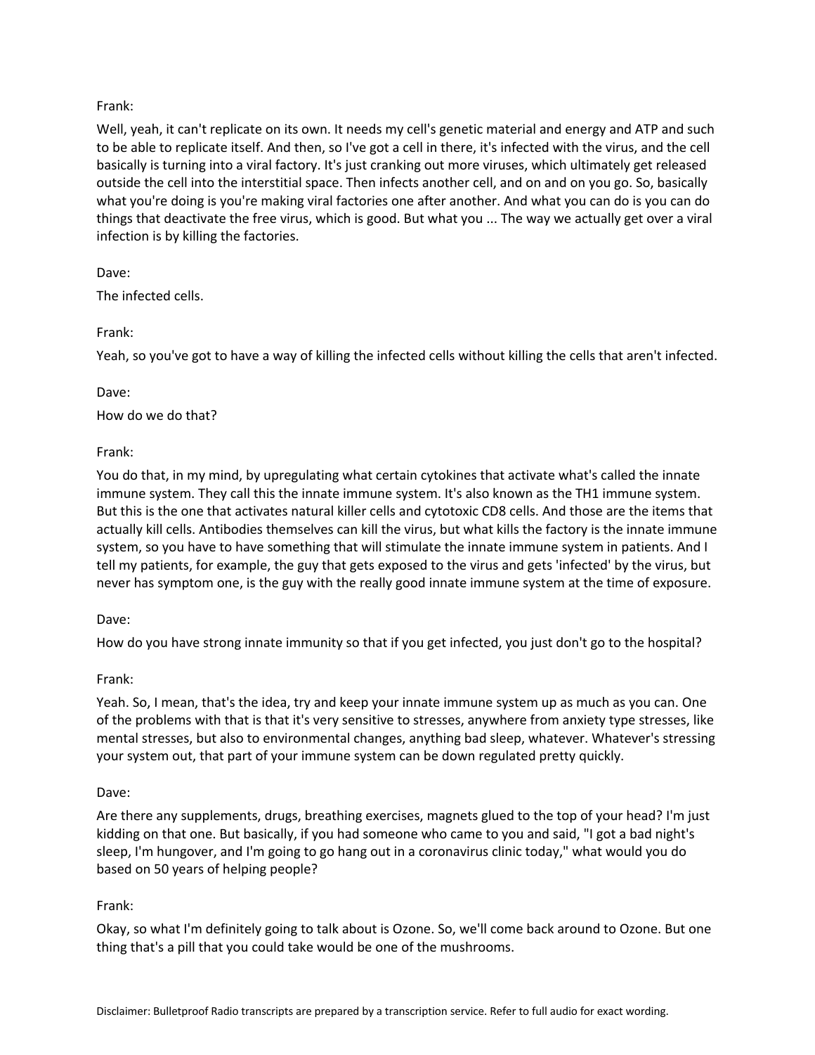Frank:

Well, yeah, it can't replicate on its own. It needs my cell's genetic material and energy and ATP and such to be able to replicate itself. And then, so I've got a cell in there, it's infected with the virus, and the cell basically is turning into a viral factory. It's just cranking out more viruses, which ultimately get released outside the cell into the interstitial space. Then infects another cell, and on and on you go. So, basically what you're doing is you're making viral factories one after another. And what you can do is you can do things that deactivate the free virus, which is good. But what you ... The way we actually get over a viral infection is by killing the factories.

Dave:

The infected cells.

Frank:

Yeah, so you've got to have a way of killing the infected cells without killing the cells that aren't infected.

Dave:

How do we do that?

Frank:

You do that, in my mind, by upregulating what certain cytokines that activate what's called the innate immune system. They call this the innate immune system. It's also known as the TH1 immune system. But this is the one that activates natural killer cells and cytotoxic CD8 cells. And those are the items that actually kill cells. Antibodies themselves can kill the virus, but what kills the factory is the innate immune system, so you have to have something that will stimulate the innate immune system in patients. And I tell my patients, for example, the guy that gets exposed to the virus and gets 'infected' by the virus, but never has symptom one, is the guy with the really good innate immune system at the time of exposure.

Dave:

How do you have strong innate immunity so that if you get infected, you just don't go to the hospital?

Frank:

Yeah. So, I mean, that's the idea, try and keep your innate immune system up as much as you can. One of the problems with that is that it's very sensitive to stresses, anywhere from anxiety type stresses, like mental stresses, but also to environmental changes, anything bad sleep, whatever. Whatever's stressing your system out, that part of your immune system can be down regulated pretty quickly.

Dave:

Are there any supplements, drugs, breathing exercises, magnets glued to the top of your head? I'm just kidding on that one. But basically, if you had someone who came to you and said, "I got a bad night's sleep, I'm hungover, and I'm going to go hang out in a coronavirus clinic today," what would you do based on 50 years of helping people?

Frank:

Okay, so what I'm definitely going to talk about is Ozone. So, we'll come back around to Ozone. But one thing that's a pill that you could take would be one of the mushrooms.

Disclaimer: Bulletproof Radio transcripts are prepared by a transcription service. Refer to full audio for exact wording.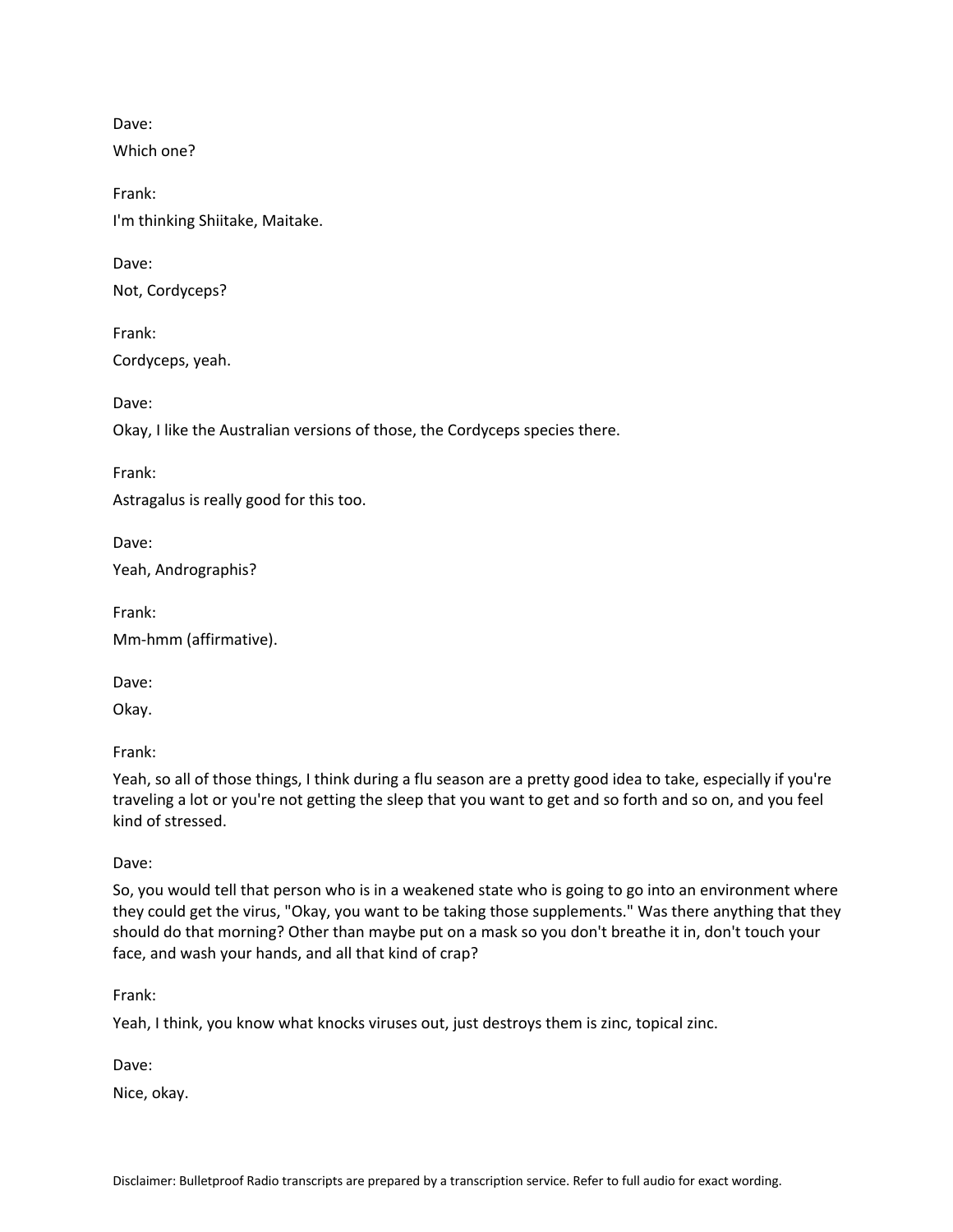Dave:

Which one?

Frank:

I'm thinking Shiitake, Maitake.

Dave:

Not, Cordyceps?

Frank:

Cordyceps, yeah.

Dave:

Okay, I like the Australian versions of those, the Cordyceps species there.

Frank:

Astragalus is really good for this too.

Dave:

Yeah, Andrographis?

Frank:

Mm-hmm (affirmative).

Dave:

Okay.

Frank:

Yeah, so all of those things, I think during a flu season are a pretty good idea to take, especially if you're traveling a lot or you're not getting the sleep that you want to get and so forth and so on, and you feel kind of stressed.

Dave:

So, you would tell that person who is in a weakened state who is going to go into an environment where they could get the virus, "Okay, you want to be taking those supplements." Was there anything that they should do that morning? Other than maybe put on a mask so you don't breathe it in, don't touch your face, and wash your hands, and all that kind of crap?

Frank:

Yeah, I think, you know what knocks viruses out, just destroys them is zinc, topical zinc.

Dave:

Nice, okay.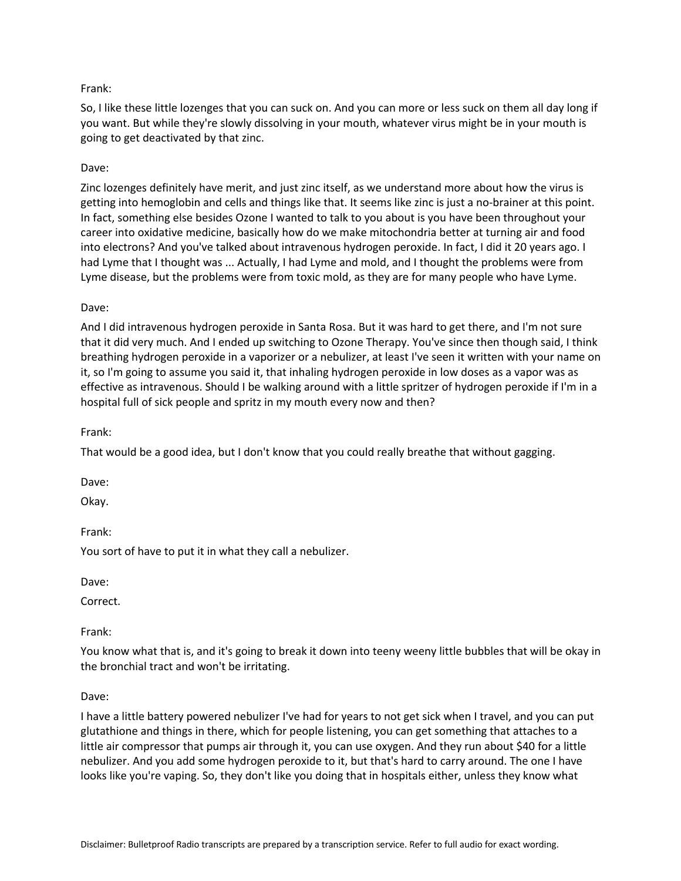Frank:

So, I like these little lozenges that you can suck on. And you can more or less suck on them all day long if you want. But while they're slowly dissolving in your mouth, whatever virus might be in your mouth is going to get deactivated by that zinc.

Dave:

Zinc lozenges definitely have merit, and just zinc itself, as we understand more about how the virus is getting into hemoglobin and cells and things like that. It seems like zinc is just a no-brainer at this point. In fact, something else besides Ozone I wanted to talk to you about is you have been throughout your career into oxidative medicine, basically how do we make mitochondria better at turning air and food into electrons? And you've talked about intravenous hydrogen peroxide. In fact, I did it 20 years ago. I had Lyme that I thought was ... Actually, I had Lyme and mold, and I thought the problems were from Lyme disease, but the problems were from toxic mold, as they are for many people who have Lyme.

Dave:

And I did intravenous hydrogen peroxide in Santa Rosa. But it was hard to get there, and I'm not sure that it did very much. And I ended up switching to Ozone Therapy. You've since then though said, I think breathing hydrogen peroxide in a vaporizer or a nebulizer, at least I've seen it written with your name on it, so I'm going to assume you said it, that inhaling hydrogen peroxide in low doses as a vapor was as effective as intravenous. Should I be walking around with a little spritzer of hydrogen peroxide if I'm in a hospital full of sick people and spritz in my mouth every now and then?

Frank:

That would be a good idea, but I don't know that you could really breathe that without gagging.

Dave:

Okay.

Frank:

You sort of have to put it in what they call a nebulizer.

Dave:

Correct.

Frank:

You know what that is, and it's going to break it down into teeny weeny little bubbles that will be okay in the bronchial tract and won't be irritating.

Dave:

I have a little battery powered nebulizer I've had for years to not get sick when I travel, and you can put glutathione and things in there, which for people listening, you can get something that attaches to a little air compressor that pumps air through it, you can use oxygen. And they run about $40 for a little nebulizer. And you add some hydrogen peroxide to it, but that's hard to carry around. The one I have looks like you're vaping. So, they don't like you doing that in hospitals either, unless they know what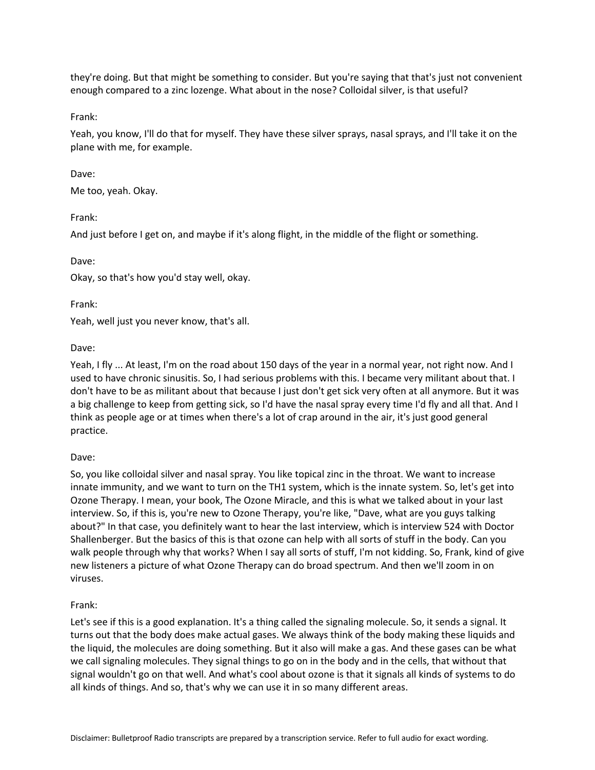they're doing. But that might be something to consider. But you're saying that that's just not convenient enough compared to a zinc lozenge. What about in the nose? Colloidal silver, is that useful?

Frank:

Yeah, you know, I'll do that for myself. They have these silver sprays, nasal sprays, and I'll take it on the plane with me, for example.

Dave:

Me too, yeah. Okay.

Frank:

And just before I get on, and maybe if it's along flight, in the middle of the flight or something.

Dave:

Okay, so that's how you'd stay well, okay.

Frank:

Yeah, well just you never know, that's all.

Dave:

Yeah, I fly ... At least, I'm on the road about 150 days of the year in a normal year, not right now. And I used to have chronic sinusitis. So, I had serious problems with this. I became very militant about that. I don't have to be as militant about that because I just don't get sick very often at all anymore. But it was a big challenge to keep from getting sick, so I'd have the nasal spray every time I'd fly and all that. And I think as people age or at times when there's a lot of crap around in the air, it's just good general practice.

Dave:

So, you like colloidal silver and nasal spray. You like topical zinc in the throat. We want to increase innate immunity, and we want to turn on the TH1 system, which is the innate system. So, let's get into Ozone Therapy. I mean, your book, The Ozone Miracle, and this is what we talked about in your last interview. So, if this is, you're new to Ozone Therapy, you're like, "Dave, what are you guys talking about?" In that case, you definitely want to hear the last interview, which is interview 524 with Doctor Shallenberger. But the basics of this is that ozone can help with all sorts of stuff in the body. Can you walk people through why that works? When I say all sorts of stuff, I'm not kidding. So, Frank, kind of give new listeners a picture of what Ozone Therapy can do broad spectrum. And then we'll zoom in on viruses.

Frank:

Let's see if this is a good explanation. It's a thing called the signaling molecule. So, it sends a signal. It turns out that the body does make actual gases. We always think of the body making these liquids and the liquid, the molecules are doing something. But it also will make a gas. And these gases can be what we call signaling molecules. They signal things to go on in the body and in the cells, that without that signal wouldn't go on that well. And what's cool about ozone is that it signals all kinds of systems to do all kinds of things. And so, that's why we can use it in so many different areas.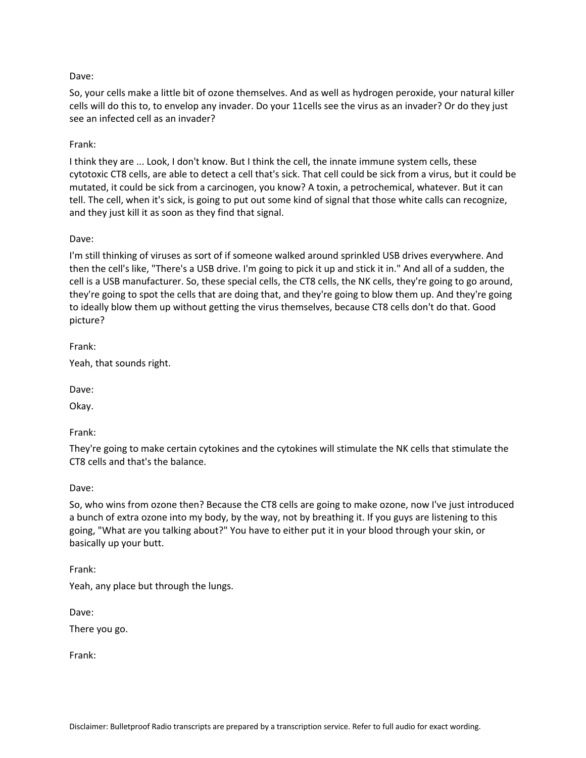Dave:

So, your cells make a little bit of ozone themselves. And as well as hydrogen peroxide, your natural killer cells will do this to, to envelop any invader. Do your 11cells see the virus as an invader? Or do they just see an infected cell as an invader?

Frank:

I think they are ... Look, I don't know. But I think the cell, the innate immune system cells, these cytotoxic CT8 cells, are able to detect a cell that's sick. That cell could be sick from a virus, but it could be mutated, it could be sick from a carcinogen, you know? A toxin, a petrochemical, whatever. But it can tell. The cell, when it's sick, is going to put out some kind of signal that those white calls can recognize, and they just kill it as soon as they find that signal.

Dave:

I'm still thinking of viruses as sort of if someone walked around sprinkled USB drives everywhere. And then the cell's like, "There's a USB drive. I'm going to pick it up and stick it in." And all of a sudden, the cell is a USB manufacturer. So, these special cells, the CT8 cells, the NK cells, they're going to go around, they're going to spot the cells that are doing that, and they're going to blow them up. And they're going to ideally blow them up without getting the virus themselves, because CT8 cells don't do that. Good picture?

Frank:

Yeah, that sounds right.

Dave:

Okay.

Frank:

They're going to make certain cytokines and the cytokines will stimulate the NK cells that stimulate the CT8 cells and that's the balance.

Dave:

So, who wins from ozone then? Because the CT8 cells are going to make ozone, now I've just introduced a bunch of extra ozone into my body, by the way, not by breathing it. If you guys are listening to this going, "What are you talking about?" You have to either put it in your blood through your skin, or basically up your butt.

Frank:

Yeah, any place but through the lungs.

Dave:

There you go.

Frank: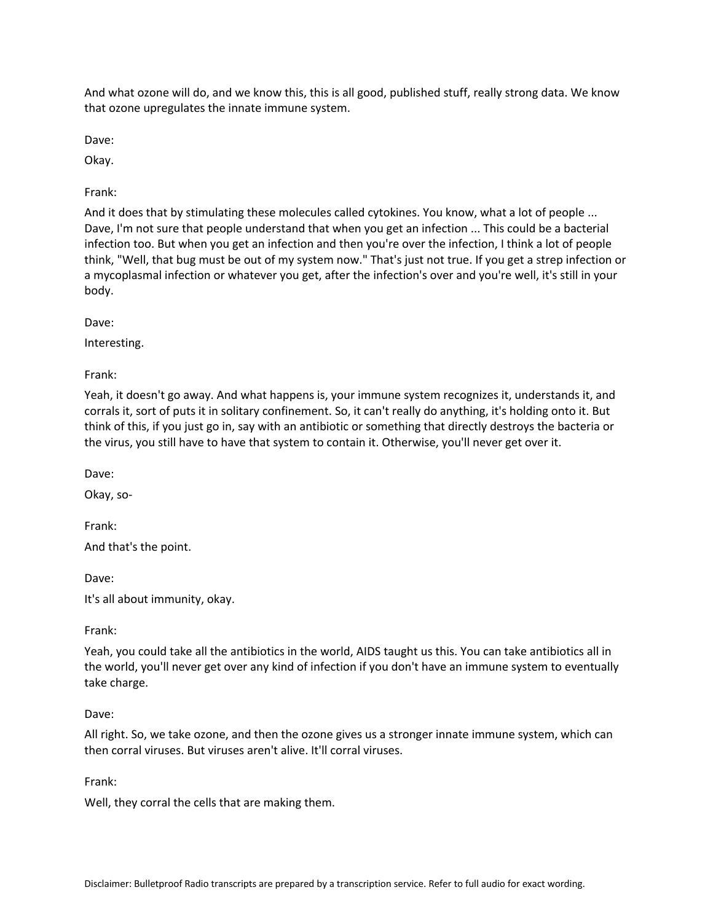And what ozone will do, and we know this, this is all good, published stuff, really strong data. We know that ozone upregulates the innate immune system.

Dave:

Okay.

Frank:

And it does that by stimulating these molecules called cytokines. You know, what a lot of people ... Dave, I'm not sure that people understand that when you get an infection ... This could be a bacterial infection too. But when you get an infection and then you're over the infection, I think a lot of people think, "Well, that bug must be out of my system now." That's just not true. If you get a strep infection or a mycoplasmal infection or whatever you get, after the infection's over and you're well, it's still in your body.

Dave:

Interesting.

Frank:

Yeah, it doesn't go away. And what happens is, your immune system recognizes it, understands it, and corrals it, sort of puts it in solitary confinement. So, it can't really do anything, it's holding onto it. But think of this, if you just go in, say with an antibiotic or something that directly destroys the bacteria or the virus, you still have to have that system to contain it. Otherwise, you'll never get over it.

Dave:

Okay, so-

Frank:

And that's the point.

Dave:

It's all about immunity, okay.

Frank:

Yeah, you could take all the antibiotics in the world, AIDS taught us this. You can take antibiotics all in the world, you'll never get over any kind of infection if you don't have an immune system to eventually take charge.

Dave:

All right. So, we take ozone, and then the ozone gives us a stronger innate immune system, which can then corral viruses. But viruses aren't alive. It'll corral viruses.

Frank:

Well, they corral the cells that are making them.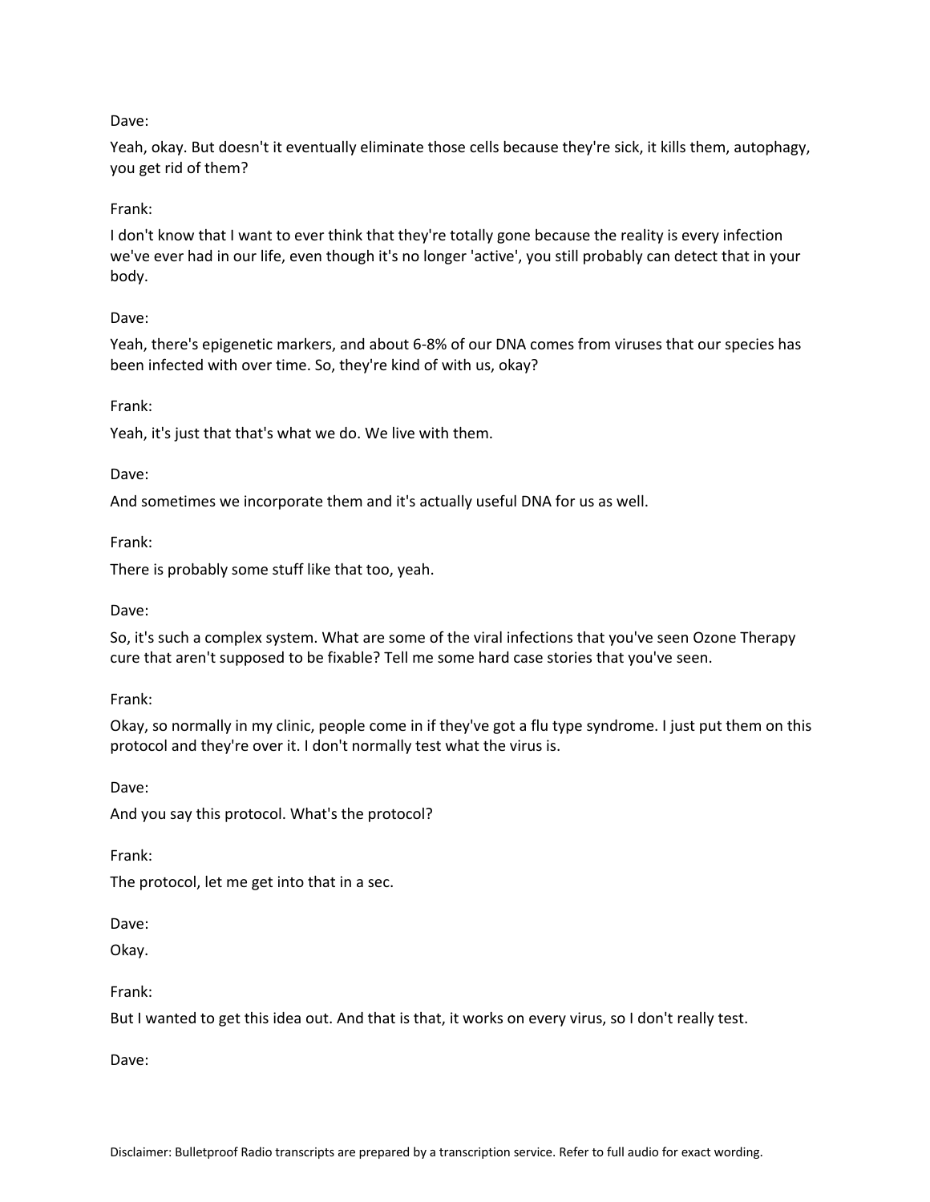Dave:

Yeah, okay. But doesn't it eventually eliminate those cells because they're sick, it kills them, autophagy, you get rid of them?

Frank:

I don't know that I want to ever think that they're totally gone because the reality is every infection we've ever had in our life, even though it's no longer 'active', you still probably can detect that in your body.

Dave:

Yeah, there's epigenetic markers, and about 6-8% of our DNA comes from viruses that our species has been infected with over time. So, they're kind of with us, okay?

Frank:

Yeah, it's just that that's what we do. We live with them.

Dave:

And sometimes we incorporate them and it's actually useful DNA for us as well.

Frank:

There is probably some stuff like that too, yeah.

Dave:

So, it's such a complex system. What are some of the viral infections that you've seen Ozone Therapy cure that aren't supposed to be fixable? Tell me some hard case stories that you've seen.

Frank:

Okay, so normally in my clinic, people come in if they've got a flu type syndrome. I just put them on this protocol and they're over it. I don't normally test what the virus is.

Dave:

And you say this protocol. What's the protocol?

Frank:

The protocol, let me get into that in a sec.

Dave:

Okay.

Frank:

But I wanted to get this idea out. And that is that, it works on every virus, so I don't really test.

Dave:

Disclaimer: Bulletproof Radio transcripts are prepared by a transcription service. Refer to full audio for exact wording.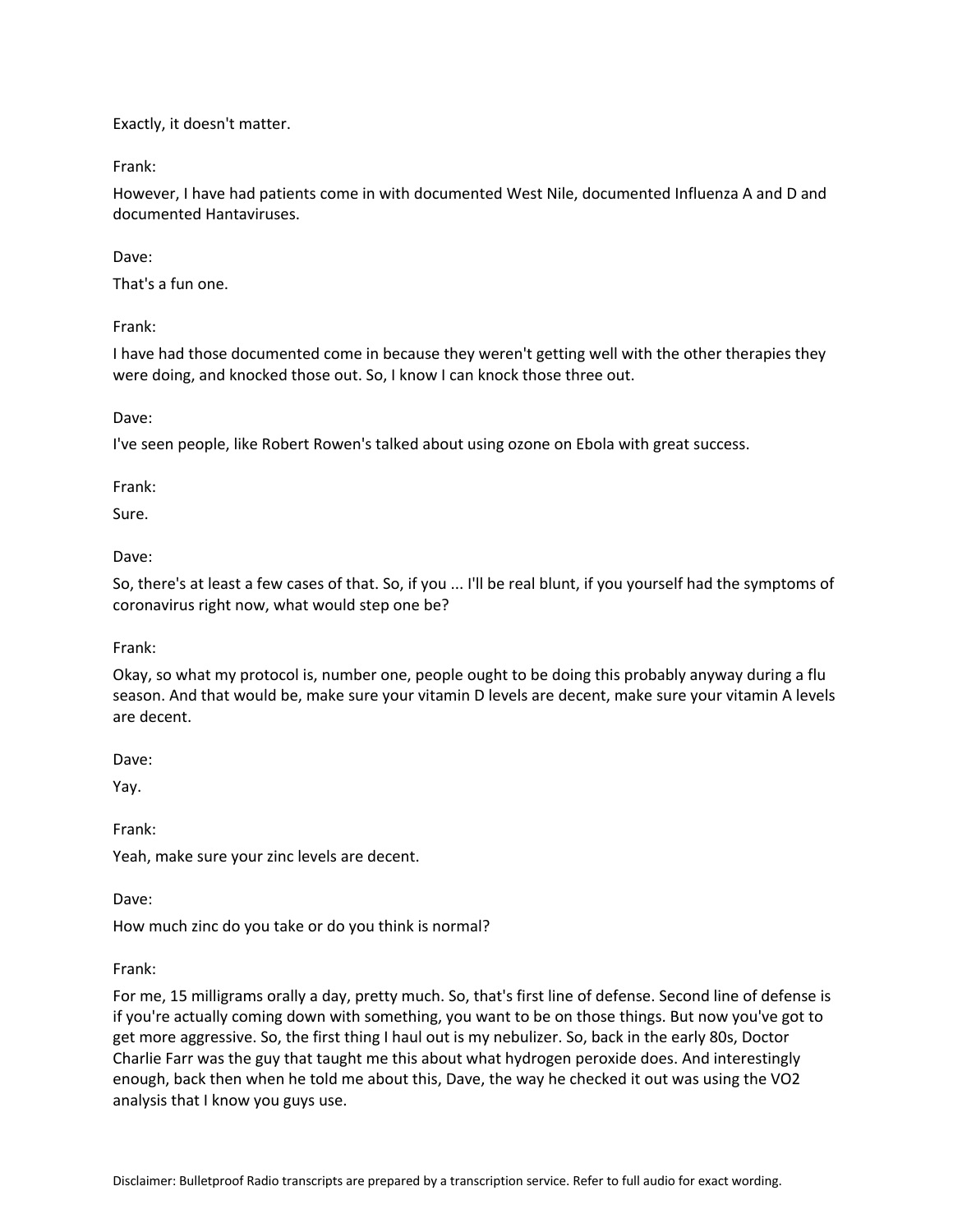Exactly, it doesn't matter.

Frank:

However, I have had patients come in with documented West Nile, documented Influenza A and D and documented Hantaviruses.

Dave:

That's a fun one.

Frank:

I have had those documented come in because they weren't getting well with the other therapies they were doing, and knocked those out. So, I know I can knock those three out.

Dave:

I've seen people, like Robert Rowen's talked about using ozone on Ebola with great success.

Frank:

Sure.

Dave:

So, there's at least a few cases of that. So, if you ... I'll be real blunt, if you yourself had the symptoms of coronavirus right now, what would step one be?

Frank:

Okay, so what my protocol is, number one, people ought to be doing this probably anyway during a flu season. And that would be, make sure your vitamin D levels are decent, make sure your vitamin A levels are decent.

Dave:

Yay.

Frank:

Yeah, make sure your zinc levels are decent.

Dave:

How much zinc do you take or do you think is normal?

Frank:

For me, 15 milligrams orally a day, pretty much. So, that's first line of defense. Second line of defense is if you're actually coming down with something, you want to be on those things. But now you've got to get more aggressive. So, the first thing I haul out is my nebulizer. So, back in the early 80s, Doctor Charlie Farr was the guy that taught me this about what hydrogen peroxide does. And interestingly enough, back then when he told me about this, Dave, the way he checked it out was using the VO2 analysis that I know you guys use.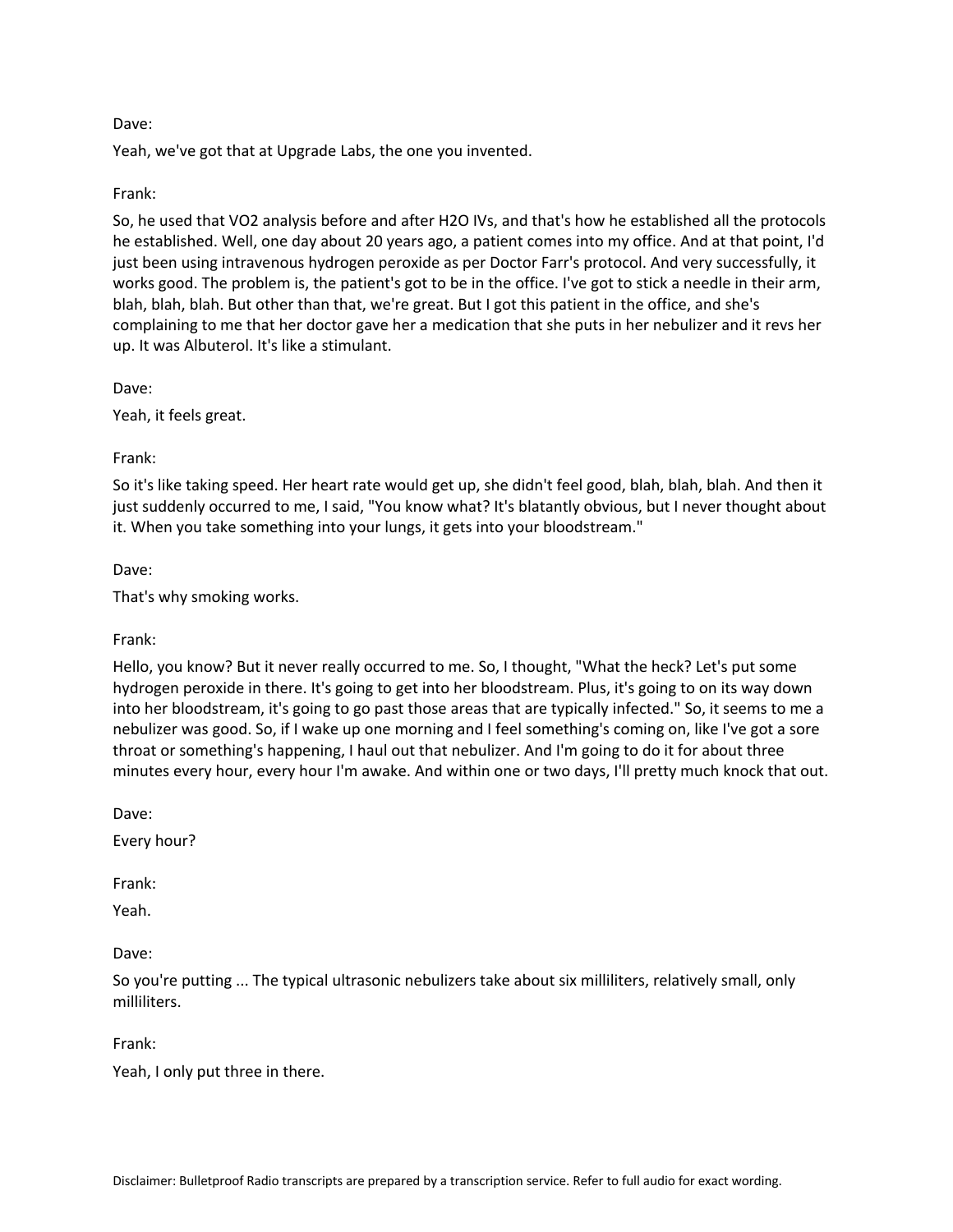Dave:

Yeah, we've got that at Upgrade Labs, the one you invented.

Frank:

So, he used that VO2 analysis before and after H2O IVs, and that's how he established all the protocols he established. Well, one day about 20 years ago, a patient comes into my office. And at that point, I'd just been using intravenous hydrogen peroxide as per Doctor Farr's protocol. And very successfully, it works good. The problem is, the patient's got to be in the office. I've got to stick a needle in their arm, blah, blah, blah. But other than that, we're great. But I got this patient in the office, and she's complaining to me that her doctor gave her a medication that she puts in her nebulizer and it revs her up. It was Albuterol. It's like a stimulant.

Dave:

Yeah, it feels great.

Frank:

So it's like taking speed. Her heart rate would get up, she didn't feel good, blah, blah, blah. And then it just suddenly occurred to me, I said, "You know what? It's blatantly obvious, but I never thought about it. When you take something into your lungs, it gets into your bloodstream."

Dave:

That's why smoking works.

Frank:

Hello, you know? But it never really occurred to me. So, I thought, "What the heck? Let's put some hydrogen peroxide in there. It's going to get into her bloodstream. Plus, it's going to on its way down into her bloodstream, it's going to go past those areas that are typically infected." So, it seems to me a nebulizer was good. So, if I wake up one morning and I feel something's coming on, like I've got a sore throat or something's happening, I haul out that nebulizer. And I'm going to do it for about three minutes every hour, every hour I'm awake. And within one or two days, I'll pretty much knock that out.

Dave:

Every hour?

Frank:

Yeah.

Dave:

So you're putting ... The typical ultrasonic nebulizers take about six milliliters, relatively small, only milliliters.

Frank:

Yeah, I only put three in there.

Disclaimer: Bulletproof Radio transcripts are prepared by a transcription service. Refer to full audio for exact wording.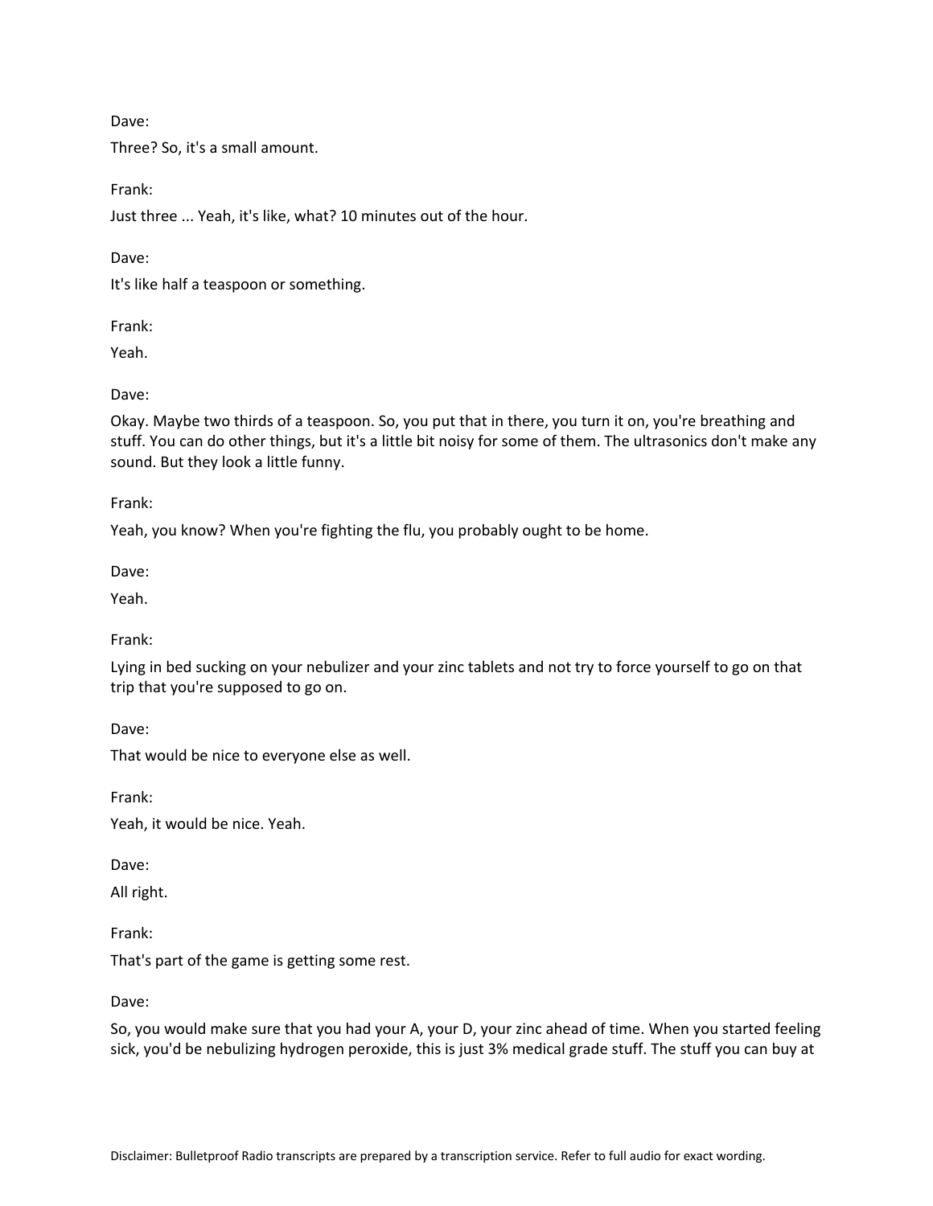Dave:

Three? So, it's a small amount.

Frank:

Just three ... Yeah, it's like, what? 10 minutes out of the hour.

Dave:

It's like half a teaspoon or something.

Frank:

Yeah.

Dave:

Okay. Maybe two thirds of a teaspoon. So, you put that in there, you turn it on, you're breathing and stuff. You can do other things, but it's a little bit noisy for some of them. The ultrasonics don't make any sound. But they look a little funny.

Frank:

Yeah, you know? When you're fighting the flu, you probably ought to be home.

Dave:

Yeah.

Frank:

Lying in bed sucking on your nebulizer and your zinc tablets and not try to force yourself to go on that trip that you're supposed to go on.

Dave:

That would be nice to everyone else as well.

Frank:

Yeah, it would be nice. Yeah.

Dave:

All right.

Frank:

That's part of the game is getting some rest.

Dave:

So, you would make sure that you had your A, your D, your zinc ahead of time. When you started feeling sick, you'd be nebulizing hydrogen peroxide, this is just 3% medical grade stuff. The stuff you can buy at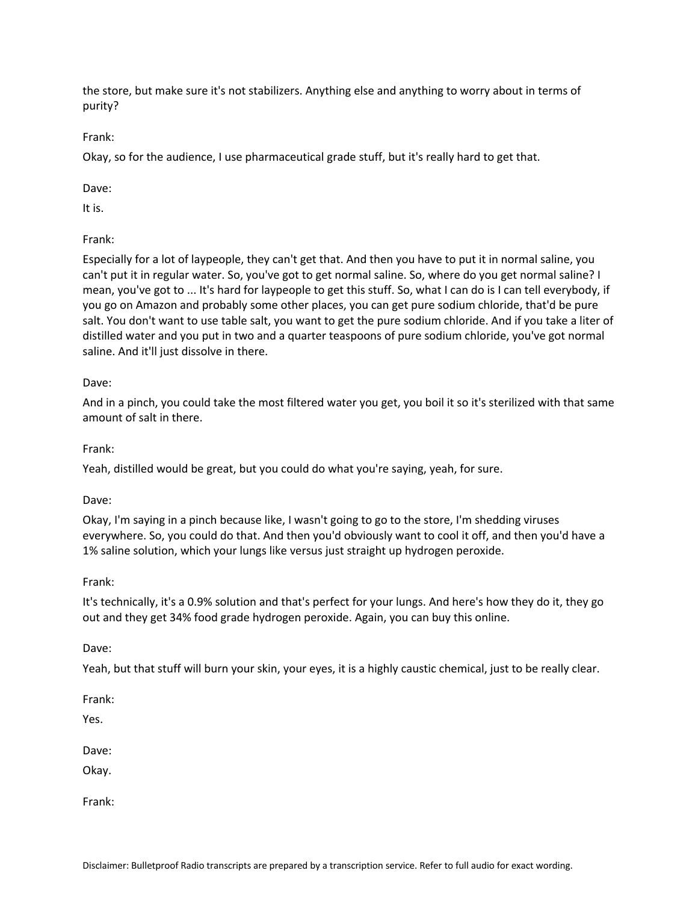the store, but make sure it's not stabilizers. Anything else and anything to worry about in terms of purity?

Frank:

Okay, so for the audience, I use pharmaceutical grade stuff, but it's really hard to get that.

Dave:

It is.

Frank:

Especially for a lot of laypeople, they can't get that. And then you have to put it in normal saline, you can't put it in regular water. So, you've got to get normal saline. So, where do you get normal saline? I mean, you've got to ... It's hard for laypeople to get this stuff. So, what I can do is I can tell everybody, if you go on Amazon and probably some other places, you can get pure sodium chloride, that'd be pure salt. You don't want to use table salt, you want to get the pure sodium chloride. And if you take a liter of distilled water and you put in two and a quarter teaspoons of pure sodium chloride, you've got normal saline. And it'll just dissolve in there.

Dave:

And in a pinch, you could take the most filtered water you get, you boil it so it's sterilized with that same amount of salt in there.

Frank:

Yeah, distilled would be great, but you could do what you're saying, yeah, for sure.

Dave:

Okay, I'm saying in a pinch because like, I wasn't going to go to the store, I'm shedding viruses everywhere. So, you could do that. And then you'd obviously want to cool it off, and then you'd have a 1% saline solution, which your lungs like versus just straight up hydrogen peroxide.

Frank:

It's technically, it's a 0.9% solution and that's perfect for your lungs. And here's how they do it, they go out and they get 34% food grade hydrogen peroxide. Again, you can buy this online.

Dave:

Yeah, but that stuff will burn your skin, your eyes, it is a highly caustic chemical, just to be really clear.

Frank:

Yes.

Dave:

Okay.

Frank: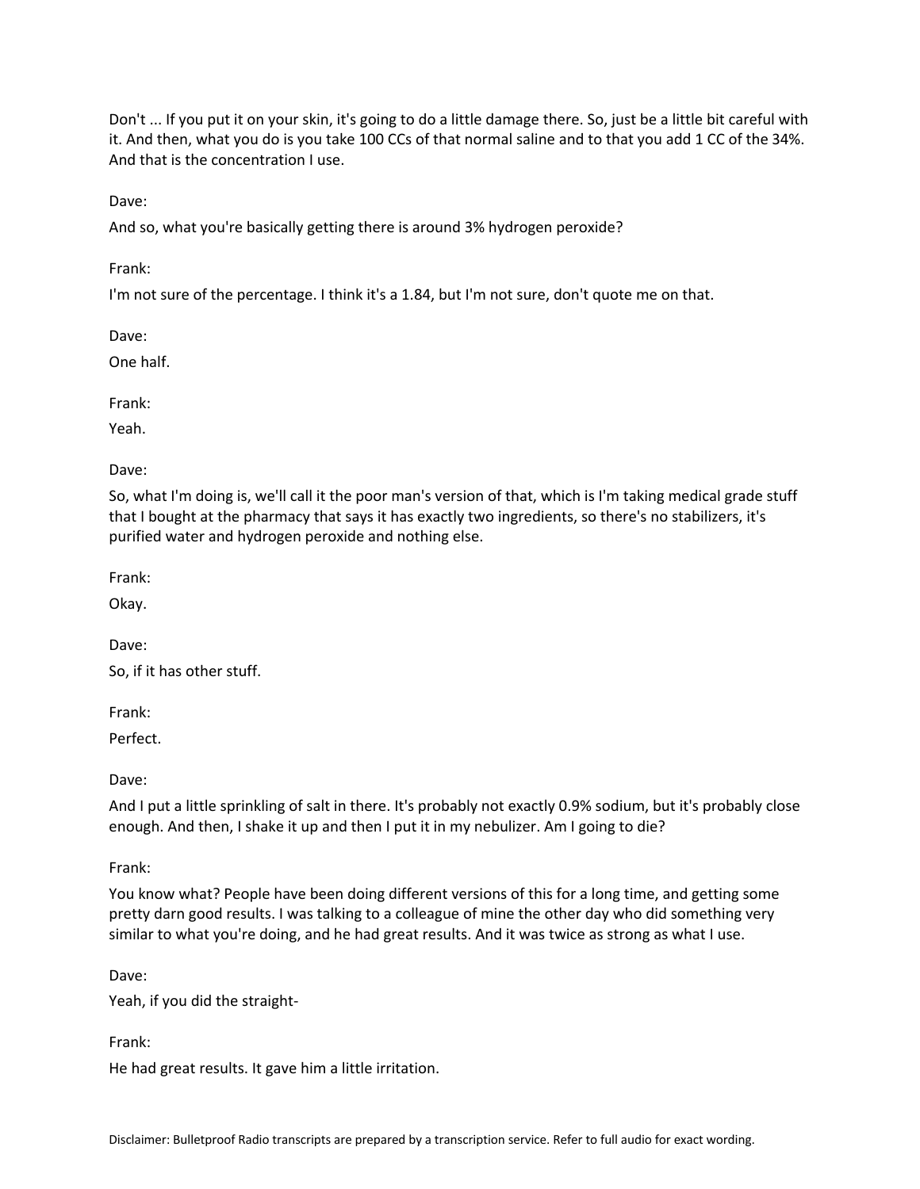Don't ... If you put it on your skin, it's going to do a little damage there. So, just be a little bit careful with it. And then, what you do is you take 100 CCs of that normal saline and to that you add 1 CC of the 34%. And that is the concentration I use.

Dave:

And so, what you're basically getting there is around 3% hydrogen peroxide?

Frank:

I'm not sure of the percentage. I think it's a 1.84, but I'm not sure, don't quote me on that.

Dave:

One half.

Frank:

Yeah.

Dave:

So, what I'm doing is, we'll call it the poor man's version of that, which is I'm taking medical grade stuff that I bought at the pharmacy that says it has exactly two ingredients, so there's no stabilizers, it's purified water and hydrogen peroxide and nothing else.

Frank:

Okay.

Dave:

So, if it has other stuff.

Frank:

Perfect.

Dave:

And I put a little sprinkling of salt in there. It's probably not exactly 0.9% sodium, but it's probably close enough. And then, I shake it up and then I put it in my nebulizer. Am I going to die?

Frank:

You know what? People have been doing different versions of this for a long time, and getting some pretty darn good results. I was talking to a colleague of mine the other day who did something very similar to what you're doing, and he had great results. And it was twice as strong as what I use.

Dave:

Yeah, if you did the straight-

Frank:

He had great results. It gave him a little irritation.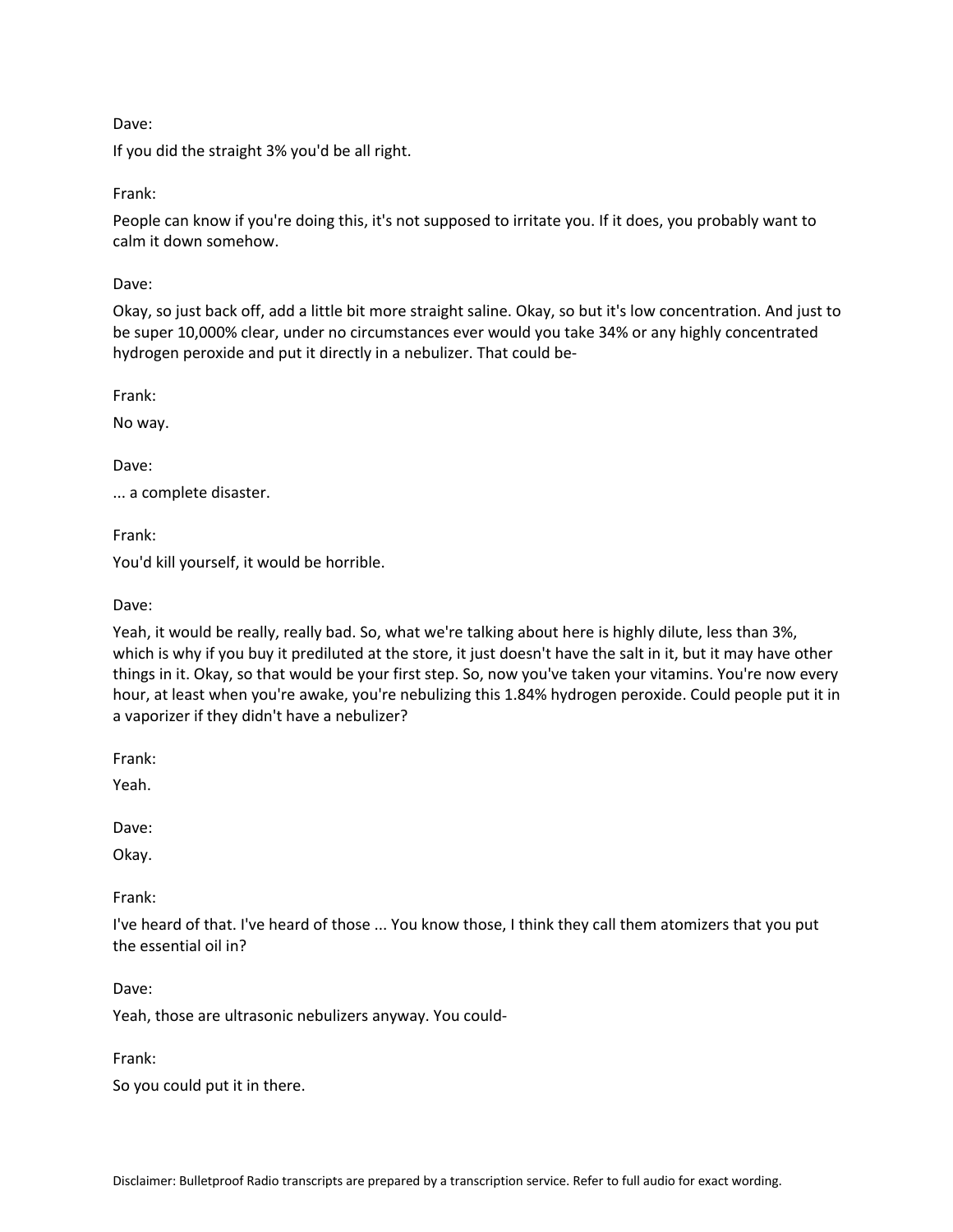Dave:

If you did the straight 3% you'd be all right.

Frank:

People can know if you're doing this, it's not supposed to irritate you. If it does, you probably want to calm it down somehow.

Dave:

Okay, so just back off, add a little bit more straight saline. Okay, so but it's low concentration. And just to be super 10,000% clear, under no circumstances ever would you take 34% or any highly concentrated hydrogen peroxide and put it directly in a nebulizer. That could be-

Frank:

No way.

Dave:

... a complete disaster.

Frank:

You'd kill yourself, it would be horrible.

Dave:

Yeah, it would be really, really bad. So, what we're talking about here is highly dilute, less than 3%, which is why if you buy it prediluted at the store, it just doesn't have the salt in it, but it may have other things in it. Okay, so that would be your first step. So, now you've taken your vitamins. You're now every hour, at least when you're awake, you're nebulizing this 1.84% hydrogen peroxide. Could people put it in a vaporizer if they didn't have a nebulizer?

Frank:

Yeah.

Dave:

Okay.

Frank:

I've heard of that. I've heard of those ... You know those, I think they call them atomizers that you put the essential oil in?

Dave:

Yeah, those are ultrasonic nebulizers anyway. You could-

Frank:

So you could put it in there.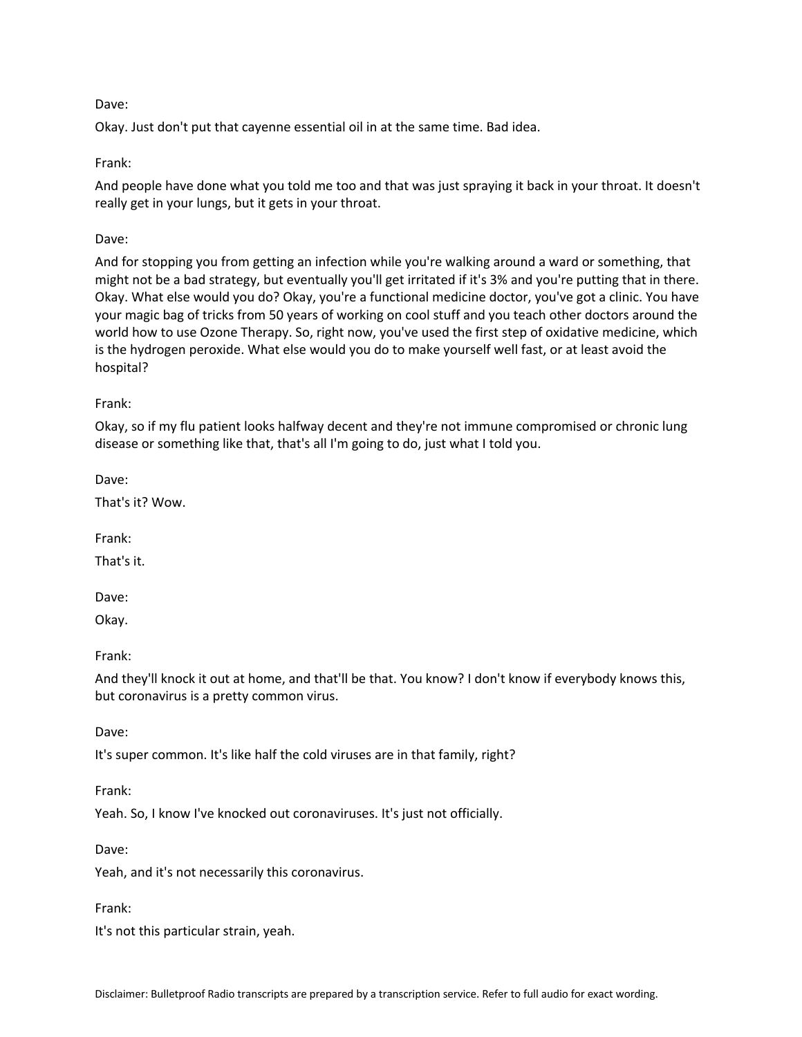Dave:

Okay. Just don't put that cayenne essential oil in at the same time. Bad idea.

Frank:

And people have done what you told me too and that was just spraying it back in your throat. It doesn't really get in your lungs, but it gets in your throat.

Dave:

And for stopping you from getting an infection while you're walking around a ward or something, that might not be a bad strategy, but eventually you'll get irritated if it's 3% and you're putting that in there. Okay. What else would you do? Okay, you're a functional medicine doctor, you've got a clinic. You have your magic bag of tricks from 50 years of working on cool stuff and you teach other doctors around the world how to use Ozone Therapy. So, right now, you've used the first step of oxidative medicine, which is the hydrogen peroxide. What else would you do to make yourself well fast, or at least avoid the hospital?

Frank:

Okay, so if my flu patient looks halfway decent and they're not immune compromised or chronic lung disease or something like that, that's all I'm going to do, just what I told you.

Dave:

That's it? Wow.

Frank:

That's it.

Dave:

Okay.

Frank:

And they'll knock it out at home, and that'll be that. You know? I don't know if everybody knows this, but coronavirus is a pretty common virus.

Dave:

It's super common. It's like half the cold viruses are in that family, right?

Frank:

Yeah. So, I know I've knocked out coronaviruses. It's just not officially.

Dave:

Yeah, and it's not necessarily this coronavirus.

Frank:

It's not this particular strain, yeah.

Disclaimer: Bulletproof Radio transcripts are prepared by a transcription service. Refer to full audio for exact wording.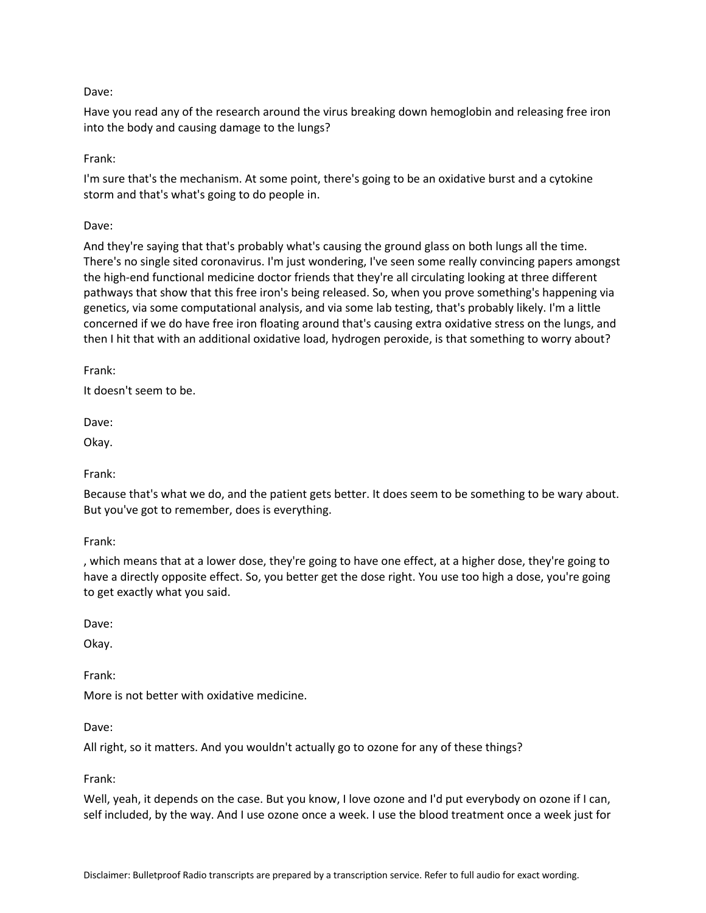Dave:

Have you read any of the research around the virus breaking down hemoglobin and releasing free iron into the body and causing damage to the lungs?

Frank:

I'm sure that's the mechanism. At some point, there's going to be an oxidative burst and a cytokine storm and that's what's going to do people in.

Dave:

And they're saying that that's probably what's causing the ground glass on both lungs all the time. There's no single sited coronavirus. I'm just wondering, I've seen some really convincing papers amongst the high-end functional medicine doctor friends that they're all circulating looking at three different pathways that show that this free iron's being released. So, when you prove something's happening via genetics, via some computational analysis, and via some lab testing, that's probably likely. I'm a little concerned if we do have free iron floating around that's causing extra oxidative stress on the lungs, and then I hit that with an additional oxidative load, hydrogen peroxide, is that something to worry about?

Frank:

It doesn't seem to be.

Dave:

Okay.

Frank:

Because that's what we do, and the patient gets better. It does seem to be something to be wary about. But you've got to remember, does is everything.

Frank:

, which means that at a lower dose, they're going to have one effect, at a higher dose, they're going to have a directly opposite effect. So, you better get the dose right. You use too high a dose, you're going to get exactly what you said.

Dave:

Okay.

Frank:

More is not better with oxidative medicine.

Dave:

All right, so it matters. And you wouldn't actually go to ozone for any of these things?

Frank:

Well, yeah, it depends on the case. But you know, I love ozone and I'd put everybody on ozone if I can, self included, by the way. And I use ozone once a week. I use the blood treatment once a week just for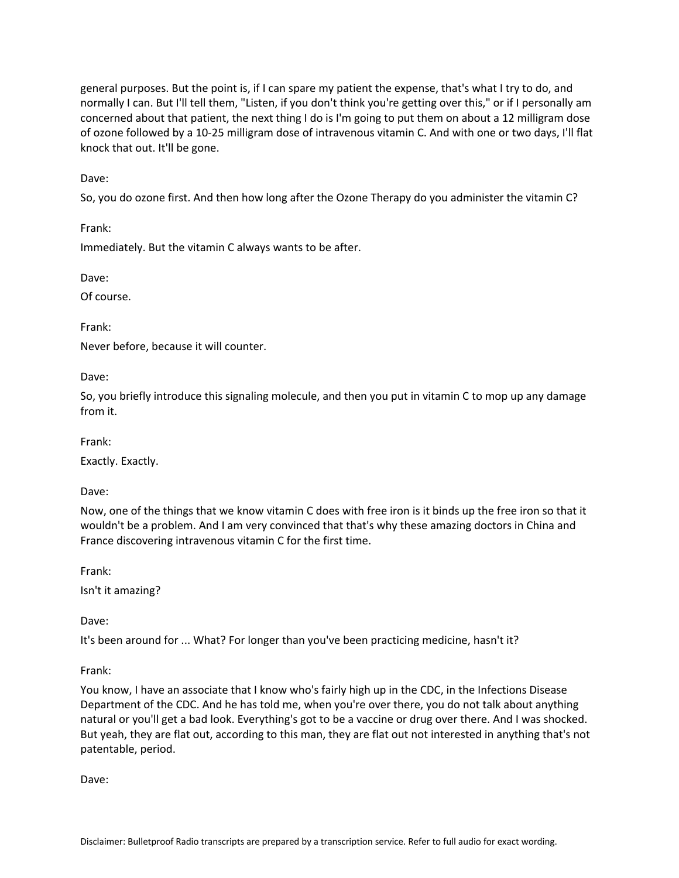general purposes. But the point is, if I can spare my patient the expense, that's what I try to do, and normally I can. But I'll tell them, "Listen, if you don't think you're getting over this," or if I personally am concerned about that patient, the next thing I do is I'm going to put them on about a 12 milligram dose of ozone followed by a 10-25 milligram dose of intravenous vitamin C. And with one or two days, I'll flat knock that out. It'll be gone.

Dave:

So, you do ozone first. And then how long after the Ozone Therapy do you administer the vitamin C?

Frank:

Immediately. But the vitamin C always wants to be after.

Dave:

Of course.

Frank:

Never before, because it will counter.

Dave:

So, you briefly introduce this signaling molecule, and then you put in vitamin C to mop up any damage from it.

Frank:

Exactly. Exactly.

Dave:

Now, one of the things that we know vitamin C does with free iron is it binds up the free iron so that it wouldn't be a problem. And I am very convinced that that's why these amazing doctors in China and France discovering intravenous vitamin C for the first time.

Frank:

Isn't it amazing?

Dave:

It's been around for ... What? For longer than you've been practicing medicine, hasn't it?

Frank:

You know, I have an associate that I know who's fairly high up in the CDC, in the Infections Disease Department of the CDC. And he has told me, when you're over there, you do not talk about anything natural or you'll get a bad look. Everything's got to be a vaccine or drug over there. And I was shocked. But yeah, they are flat out, according to this man, they are flat out not interested in anything that's not patentable, period.

Dave: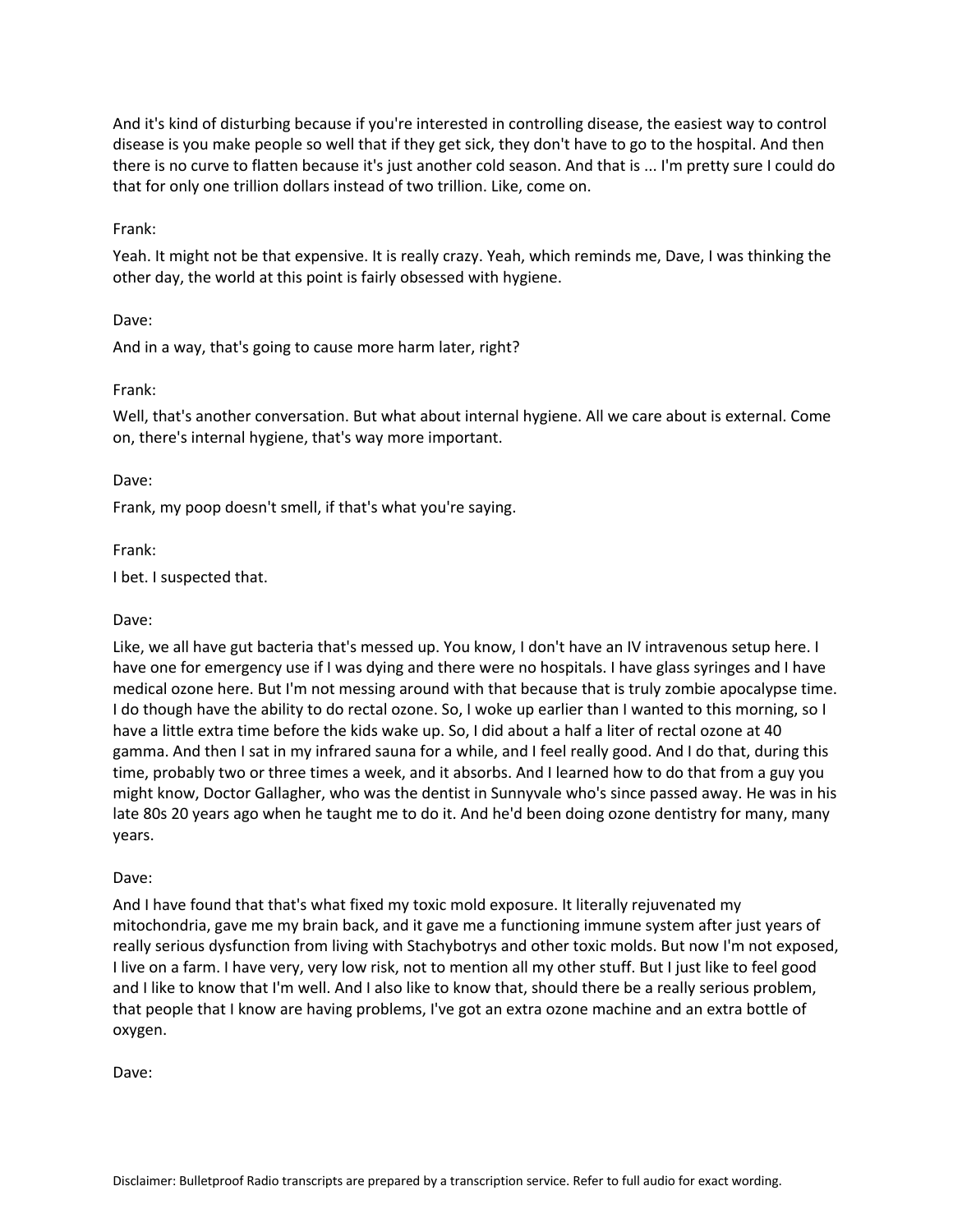And it's kind of disturbing because if you're interested in controlling disease, the easiest way to control disease is you make people so well that if they get sick, they don't have to go to the hospital. And then there is no curve to flatten because it's just another cold season. And that is ... I'm pretty sure I could do that for only one trillion dollars instead of two trillion. Like, come on.

Frank:

Yeah. It might not be that expensive. It is really crazy. Yeah, which reminds me, Dave, I was thinking the other day, the world at this point is fairly obsessed with hygiene.

Dave:

And in a way, that's going to cause more harm later, right?

Frank:

Well, that's another conversation. But what about internal hygiene. All we care about is external. Come on, there's internal hygiene, that's way more important.

Dave:

Frank, my poop doesn't smell, if that's what you're saying.

Frank:

I bet. I suspected that.

Dave:

Like, we all have gut bacteria that's messed up. You know, I don't have an IV intravenous setup here. I have one for emergency use if I was dying and there were no hospitals. I have glass syringes and I have medical ozone here. But I'm not messing around with that because that is truly zombie apocalypse time. I do though have the ability to do rectal ozone. So, I woke up earlier than I wanted to this morning, so I have a little extra time before the kids wake up. So, I did about a half a liter of rectal ozone at 40 gamma. And then I sat in my infrared sauna for a while, and I feel really good. And I do that, during this time, probably two or three times a week, and it absorbs. And I learned how to do that from a guy you might know, Doctor Gallagher, who was the dentist in Sunnyvale who's since passed away. He was in his late 80s 20 years ago when he taught me to do it. And he'd been doing ozone dentistry for many, many years.

Dave:

And I have found that that's what fixed my toxic mold exposure. It literally rejuvenated my mitochondria, gave me my brain back, and it gave me a functioning immune system after just years of really serious dysfunction from living with Stachybotrys and other toxic molds. But now I'm not exposed, I live on a farm. I have very, very low risk, not to mention all my other stuff. But I just like to feel good and I like to know that I'm well. And I also like to know that, should there be a really serious problem, that people that I know are having problems, I've got an extra ozone machine and an extra bottle of oxygen.

Dave: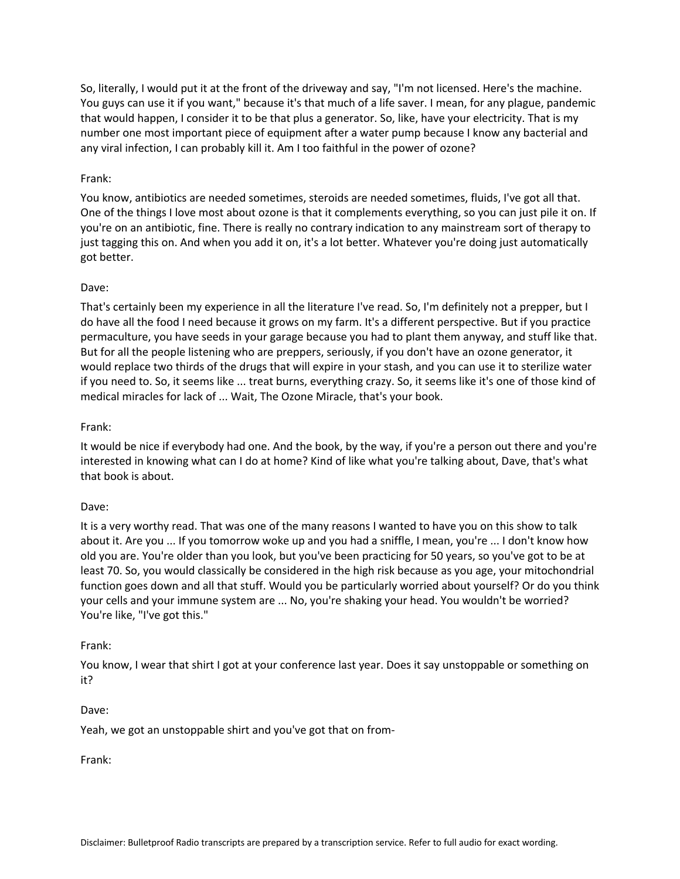So, literally, I would put it at the front of the driveway and say, "I'm not licensed. Here's the machine. You guys can use it if you want," because it's that much of a life saver. I mean, for any plague, pandemic that would happen, I consider it to be that plus a generator. So, like, have your electricity. That is my number one most important piece of equipment after a water pump because I know any bacterial and any viral infection, I can probably kill it. Am I too faithful in the power of ozone?

Frank:

You know, antibiotics are needed sometimes, steroids are needed sometimes, fluids, I've got all that. One of the things I love most about ozone is that it complements everything, so you can just pile it on. If you're on an antibiotic, fine. There is really no contrary indication to any mainstream sort of therapy to just tagging this on. And when you add it on, it's a lot better. Whatever you're doing just automatically got better.

Dave:

That's certainly been my experience in all the literature I've read. So, I'm definitely not a prepper, but I do have all the food I need because it grows on my farm. It's a different perspective. But if you practice permaculture, you have seeds in your garage because you had to plant them anyway, and stuff like that. But for all the people listening who are preppers, seriously, if you don't have an ozone generator, it would replace two thirds of the drugs that will expire in your stash, and you can use it to sterilize water if you need to. So, it seems like ... treat burns, everything crazy. So, it seems like it's one of those kind of medical miracles for lack of ... Wait, The Ozone Miracle, that's your book.

Frank:

It would be nice if everybody had one. And the book, by the way, if you're a person out there and you're interested in knowing what can I do at home? Kind of like what you're talking about, Dave, that's what that book is about.

Dave:

It is a very worthy read. That was one of the many reasons I wanted to have you on this show to talk about it. Are you ... If you tomorrow woke up and you had a sniffle, I mean, you're ... I don't know how old you are. You're older than you look, but you've been practicing for 50 years, so you've got to be at least 70. So, you would classically be considered in the high risk because as you age, your mitochondrial function goes down and all that stuff. Would you be particularly worried about yourself? Or do you think your cells and your immune system are ... No, you're shaking your head. You wouldn't be worried? You're like, "I've got this."

Frank:

You know, I wear that shirt I got at your conference last year. Does it say unstoppable or something on it?

Dave:

Yeah, we got an unstoppable shirt and you've got that on from-

Frank:

Disclaimer: Bulletproof Radio transcripts are prepared by a transcription service. Refer to full audio for exact wording.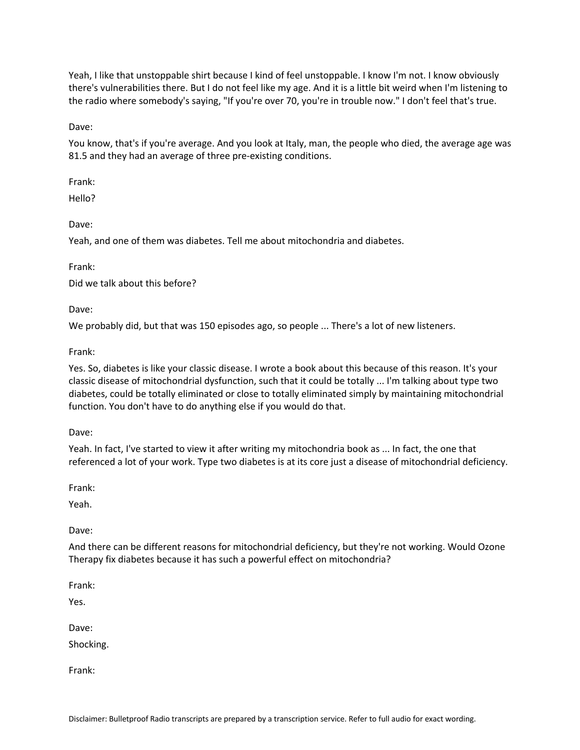Yeah, I like that unstoppable shirt because I kind of feel unstoppable. I know I'm not. I know obviously there's vulnerabilities there. But I do not feel like my age. And it is a little bit weird when I'm listening to the radio where somebody's saying, "If you're over 70, you're in trouble now." I don't feel that's true.

Dave:

You know, that's if you're average. And you look at Italy, man, the people who died, the average age was 81.5 and they had an average of three pre-existing conditions.

Frank:

Hello?

Dave:

Yeah, and one of them was diabetes. Tell me about mitochondria and diabetes.

Frank:

Did we talk about this before?

Dave:

We probably did, but that was 150 episodes ago, so people ... There's a lot of new listeners.

Frank:

Yes. So, diabetes is like your classic disease. I wrote a book about this because of this reason. It's your classic disease of mitochondrial dysfunction, such that it could be totally ... I'm talking about type two diabetes, could be totally eliminated or close to totally eliminated simply by maintaining mitochondrial function. You don't have to do anything else if you would do that.

Dave:

Yeah. In fact, I've started to view it after writing my mitochondria book as ... In fact, the one that referenced a lot of your work. Type two diabetes is at its core just a disease of mitochondrial deficiency.

Frank:

Yeah.

Dave:

And there can be different reasons for mitochondrial deficiency, but they're not working. Would Ozone Therapy fix diabetes because it has such a powerful effect on mitochondria?

Frank:

Yes.

Dave:

Shocking.

Frank: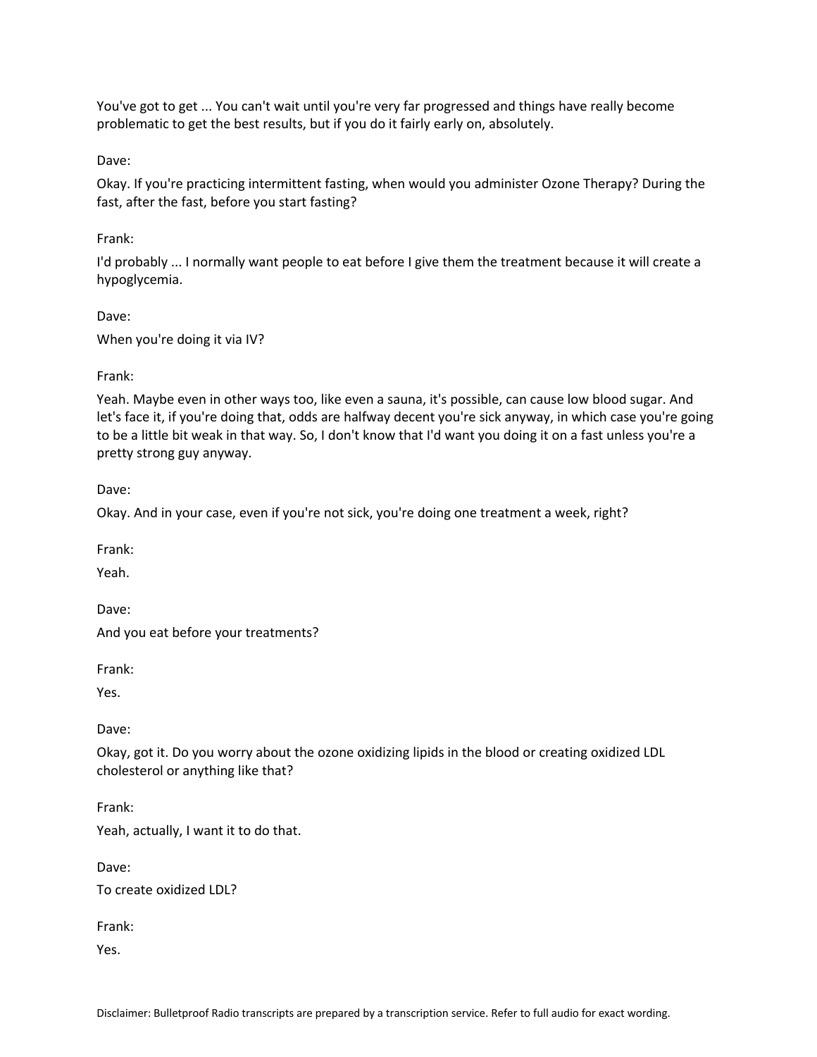You've got to get ... You can't wait until you're very far progressed and things have really become problematic to get the best results, but if you do it fairly early on, absolutely.

Dave:

Okay. If you're practicing intermittent fasting, when would you administer Ozone Therapy? During the fast, after the fast, before you start fasting?

Frank:

I'd probably ... I normally want people to eat before I give them the treatment because it will create a hypoglycemia.

Dave:

When you're doing it via IV?

Frank:

Yeah. Maybe even in other ways too, like even a sauna, it's possible, can cause low blood sugar. And let's face it, if you're doing that, odds are halfway decent you're sick anyway, in which case you're going to be a little bit weak in that way. So, I don't know that I'd want you doing it on a fast unless you're a pretty strong guy anyway.

Dave:

Okay. And in your case, even if you're not sick, you're doing one treatment a week, right?

Frank:

Yeah.

Dave:

And you eat before your treatments?

Frank:

Yes.

Dave:

Okay, got it. Do you worry about the ozone oxidizing lipids in the blood or creating oxidized LDL cholesterol or anything like that?

Frank:

Yeah, actually, I want it to do that.

Dave:

To create oxidized LDL?

Frank:

Yes.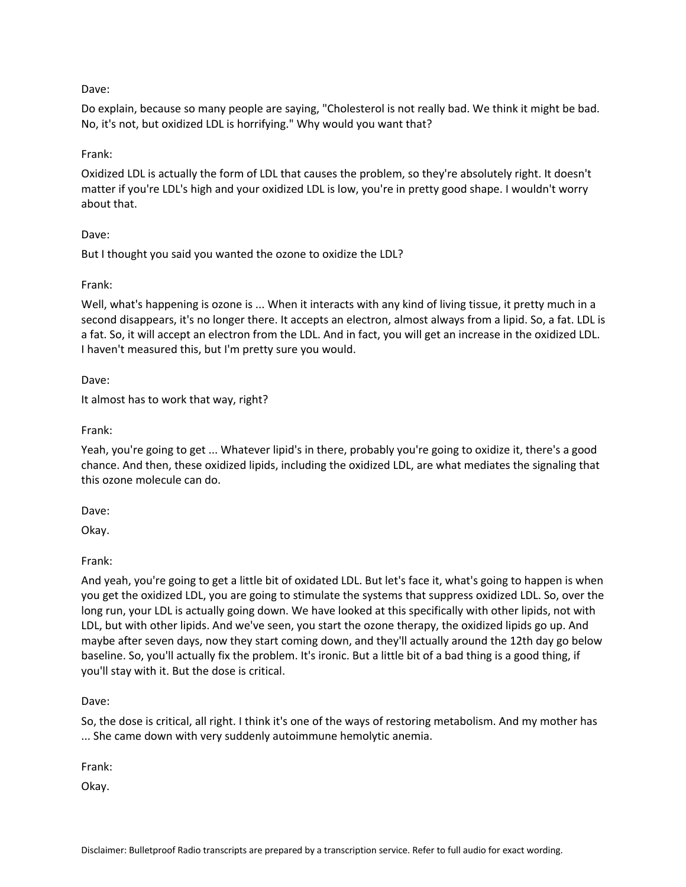Dave:

Do explain, because so many people are saying, "Cholesterol is not really bad. We think it might be bad. No, it's not, but oxidized LDL is horrifying." Why would you want that?

Frank:

Oxidized LDL is actually the form of LDL that causes the problem, so they're absolutely right. It doesn't matter if you're LDL's high and your oxidized LDL is low, you're in pretty good shape. I wouldn't worry about that.

Dave:

But I thought you said you wanted the ozone to oxidize the LDL?

Frank:

Well, what's happening is ozone is ... When it interacts with any kind of living tissue, it pretty much in a second disappears, it's no longer there. It accepts an electron, almost always from a lipid. So, a fat. LDL is a fat. So, it will accept an electron from the LDL. And in fact, you will get an increase in the oxidized LDL. I haven't measured this, but I'm pretty sure you would.

Dave:

It almost has to work that way, right?

Frank:

Yeah, you're going to get ... Whatever lipid's in there, probably you're going to oxidize it, there's a good chance. And then, these oxidized lipids, including the oxidized LDL, are what mediates the signaling that this ozone molecule can do.

Dave:

Okay.

Frank:

And yeah, you're going to get a little bit of oxidated LDL. But let's face it, what's going to happen is when you get the oxidized LDL, you are going to stimulate the systems that suppress oxidized LDL. So, over the long run, your LDL is actually going down. We have looked at this specifically with other lipids, not with LDL, but with other lipids. And we've seen, you start the ozone therapy, the oxidized lipids go up. And maybe after seven days, now they start coming down, and they'll actually around the 12th day go below baseline. So, you'll actually fix the problem. It's ironic. But a little bit of a bad thing is a good thing, if you'll stay with it. But the dose is critical.

Dave:

So, the dose is critical, all right. I think it's one of the ways of restoring metabolism. And my mother has ... She came down with very suddenly autoimmune hemolytic anemia.

Frank:

Okay.

Disclaimer: Bulletproof Radio transcripts are prepared by a transcription service. Refer to full audio for exact wording.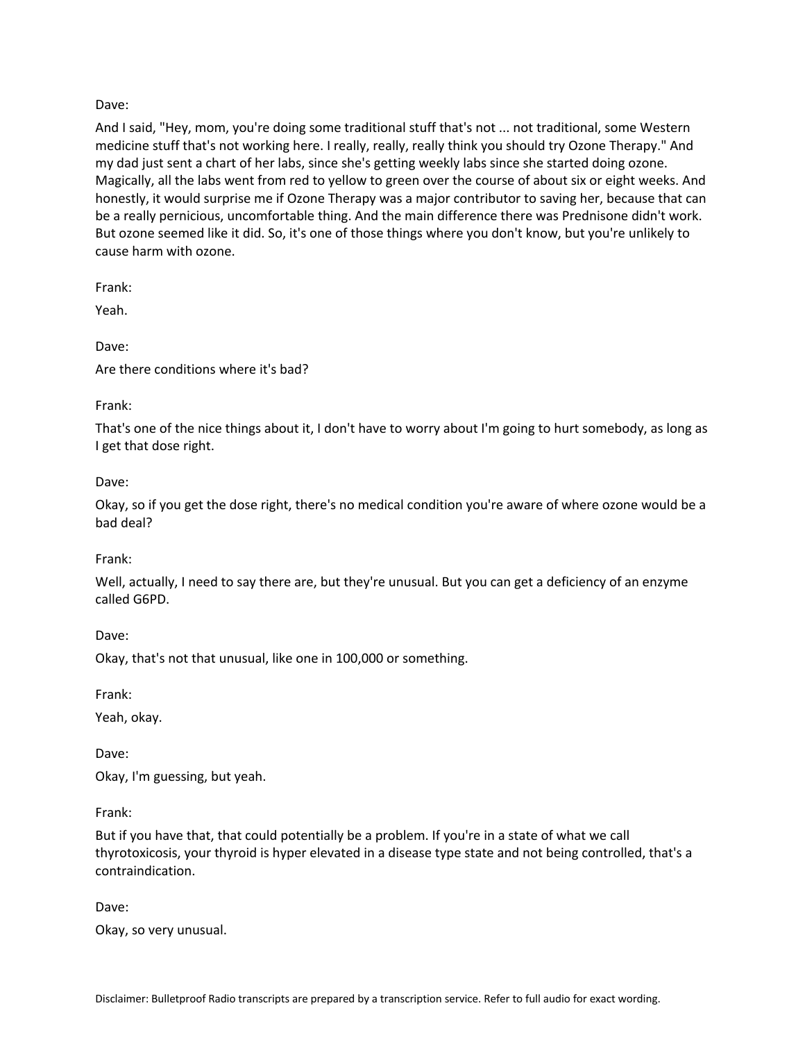Dave:

And I said, "Hey, mom, you're doing some traditional stuff that's not ... not traditional, some Western medicine stuff that's not working here. I really, really, really think you should try Ozone Therapy." And my dad just sent a chart of her labs, since she's getting weekly labs since she started doing ozone. Magically, all the labs went from red to yellow to green over the course of about six or eight weeks. And honestly, it would surprise me if Ozone Therapy was a major contributor to saving her, because that can be a really pernicious, uncomfortable thing. And the main difference there was Prednisone didn't work. But ozone seemed like it did. So, it's one of those things where you don't know, but you're unlikely to cause harm with ozone.

Frank:

Yeah.

Dave:

Are there conditions where it's bad?

Frank:

That's one of the nice things about it, I don't have to worry about I'm going to hurt somebody, as long as I get that dose right.

Dave:

Okay, so if you get the dose right, there's no medical condition you're aware of where ozone would be a bad deal?

Frank:

Well, actually, I need to say there are, but they're unusual. But you can get a deficiency of an enzyme called G6PD.

Dave:

Okay, that's not that unusual, like one in 100,000 or something.

Frank:

Yeah, okay.

Dave:

Okay, I'm guessing, but yeah.

Frank:

But if you have that, that could potentially be a problem. If you're in a state of what we call thyrotoxicosis, your thyroid is hyper elevated in a disease type state and not being controlled, that's a contraindication.

Dave:

Okay, so very unusual.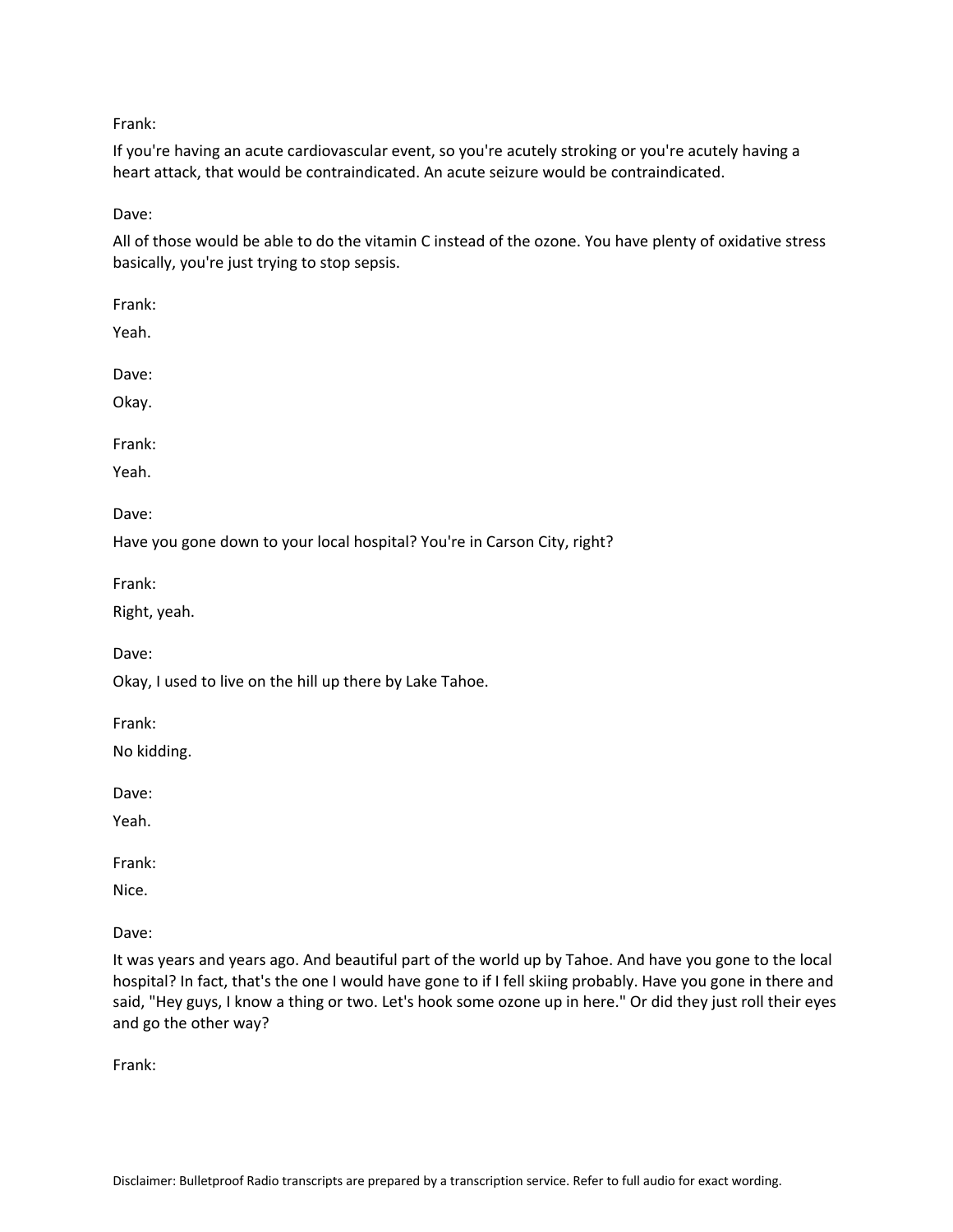Frank:

If you're having an acute cardiovascular event, so you're acutely stroking or you're acutely having a heart attack, that would be contraindicated. An acute seizure would be contraindicated.

Dave:

All of those would be able to do the vitamin C instead of the ozone. You have plenty of oxidative stress basically, you're just trying to stop sepsis.

Frank:

Yeah.

Dave:

Okay.

Frank:

Yeah.

Dave:

Have you gone down to your local hospital? You're in Carson City, right?

Frank:

Right, yeah.

Dave:

Okay, I used to live on the hill up there by Lake Tahoe.

Frank:

No kidding.

Dave:

Yeah.

Frank:

Nice.

Dave:

It was years and years ago. And beautiful part of the world up by Tahoe. And have you gone to the local hospital? In fact, that's the one I would have gone to if I fell skiing probably. Have you gone in there and said, "Hey guys, I know a thing or two. Let's hook some ozone up in here." Or did they just roll their eyes and go the other way?

Frank: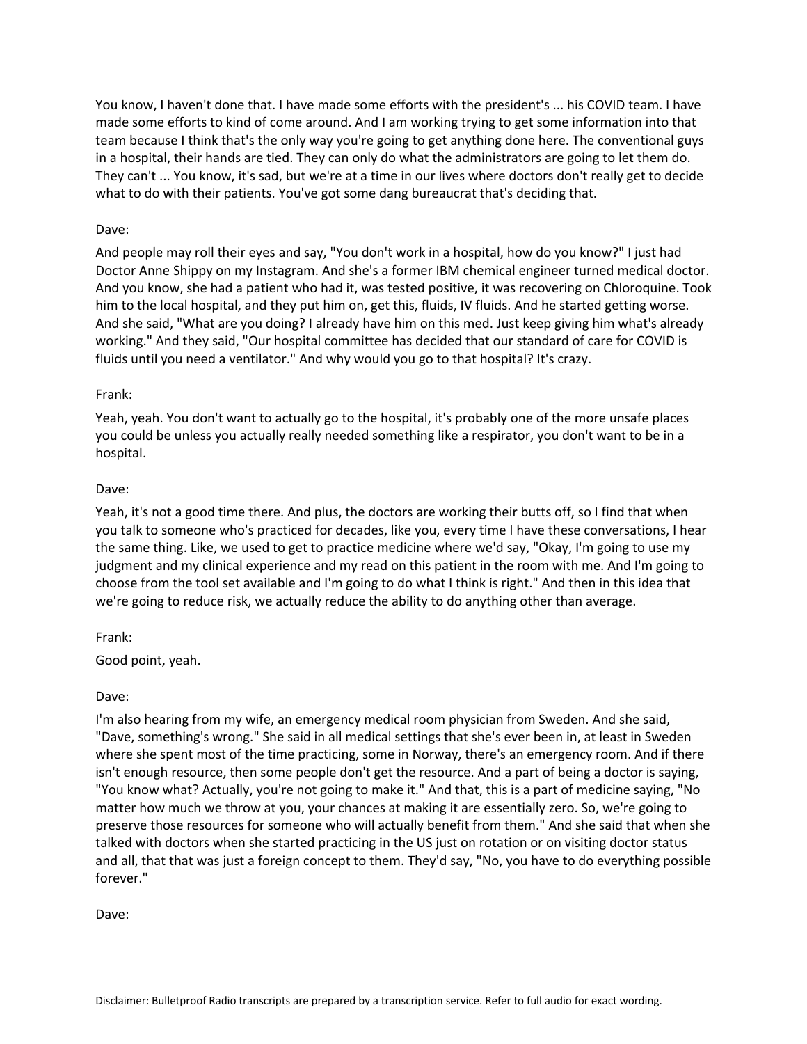You know, I haven't done that. I have made some efforts with the president's ... his COVID team. I have made some efforts to kind of come around. And I am working trying to get some information into that team because I think that's the only way you're going to get anything done here. The conventional guys in a hospital, their hands are tied. They can only do what the administrators are going to let them do. They can't ... You know, it's sad, but we're at a time in our lives where doctors don't really get to decide what to do with their patients. You've got some dang bureaucrat that's deciding that.

Dave:

And people may roll their eyes and say, "You don't work in a hospital, how do you know?" I just had Doctor Anne Shippy on my Instagram. And she's a former IBM chemical engineer turned medical doctor. And you know, she had a patient who had it, was tested positive, it was recovering on Chloroquine. Took him to the local hospital, and they put him on, get this, fluids, IV fluids. And he started getting worse. And she said, "What are you doing? I already have him on this med. Just keep giving him what's already working." And they said, "Our hospital committee has decided that our standard of care for COVID is fluids until you need a ventilator." And why would you go to that hospital? It's crazy.

Frank:

Yeah, yeah. You don't want to actually go to the hospital, it's probably one of the more unsafe places you could be unless you actually really needed something like a respirator, you don't want to be in a hospital.

Dave:

Yeah, it's not a good time there. And plus, the doctors are working their butts off, so I find that when you talk to someone who's practiced for decades, like you, every time I have these conversations, I hear the same thing. Like, we used to get to practice medicine where we'd say, "Okay, I'm going to use my judgment and my clinical experience and my read on this patient in the room with me. And I'm going to choose from the tool set available and I'm going to do what I think is right." And then in this idea that we're going to reduce risk, we actually reduce the ability to do anything other than average.

Frank:

Good point, yeah.

Dave:

I'm also hearing from my wife, an emergency medical room physician from Sweden. And she said, "Dave, something's wrong." She said in all medical settings that she's ever been in, at least in Sweden where she spent most of the time practicing, some in Norway, there's an emergency room. And if there isn't enough resource, then some people don't get the resource. And a part of being a doctor is saying, "You know what? Actually, you're not going to make it." And that, this is a part of medicine saying, "No matter how much we throw at you, your chances at making it are essentially zero. So, we're going to preserve those resources for someone who will actually benefit from them." And she said that when she talked with doctors when she started practicing in the US just on rotation or on visiting doctor status and all, that that was just a foreign concept to them. They'd say, "No, you have to do everything possible forever."

Dave: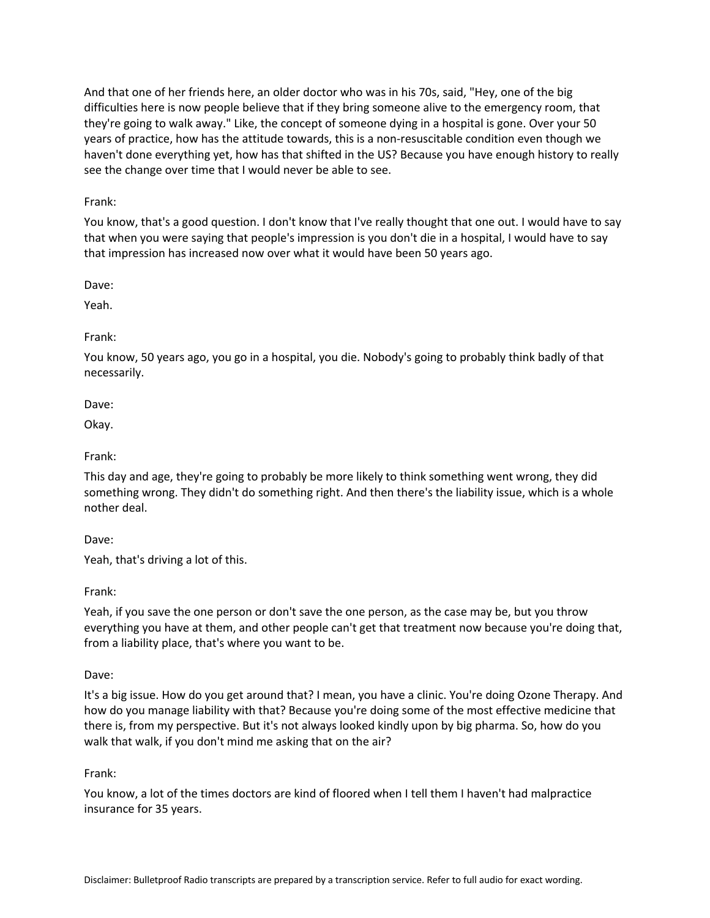And that one of her friends here, an older doctor who was in his 70s, said, "Hey, one of the big difficulties here is now people believe that if they bring someone alive to the emergency room, that they're going to walk away." Like, the concept of someone dying in a hospital is gone. Over your 50 years of practice, how has the attitude towards, this is a non-resuscitable condition even though we haven't done everything yet, how has that shifted in the US? Because you have enough history to really see the change over time that I would never be able to see.

Frank:

You know, that's a good question. I don't know that I've really thought that one out. I would have to say that when you were saying that people's impression is you don't die in a hospital, I would have to say that impression has increased now over what it would have been 50 years ago.

Dave:

Yeah.

Frank:

You know, 50 years ago, you go in a hospital, you die. Nobody's going to probably think badly of that necessarily.

Dave:

Okay.

Frank:

This day and age, they're going to probably be more likely to think something went wrong, they did something wrong. They didn't do something right. And then there's the liability issue, which is a whole nother deal.

Dave:

Yeah, that's driving a lot of this.

Frank:

Yeah, if you save the one person or don't save the one person, as the case may be, but you throw everything you have at them, and other people can't get that treatment now because you're doing that, from a liability place, that's where you want to be.

Dave:

It's a big issue. How do you get around that? I mean, you have a clinic. You're doing Ozone Therapy. And how do you manage liability with that? Because you're doing some of the most effective medicine that there is, from my perspective. But it's not always looked kindly upon by big pharma. So, how do you walk that walk, if you don't mind me asking that on the air?

Frank:

You know, a lot of the times doctors are kind of floored when I tell them I haven't had malpractice insurance for 35 years.

Disclaimer: Bulletproof Radio transcripts are prepared by a transcription service. Refer to full audio for exact wording.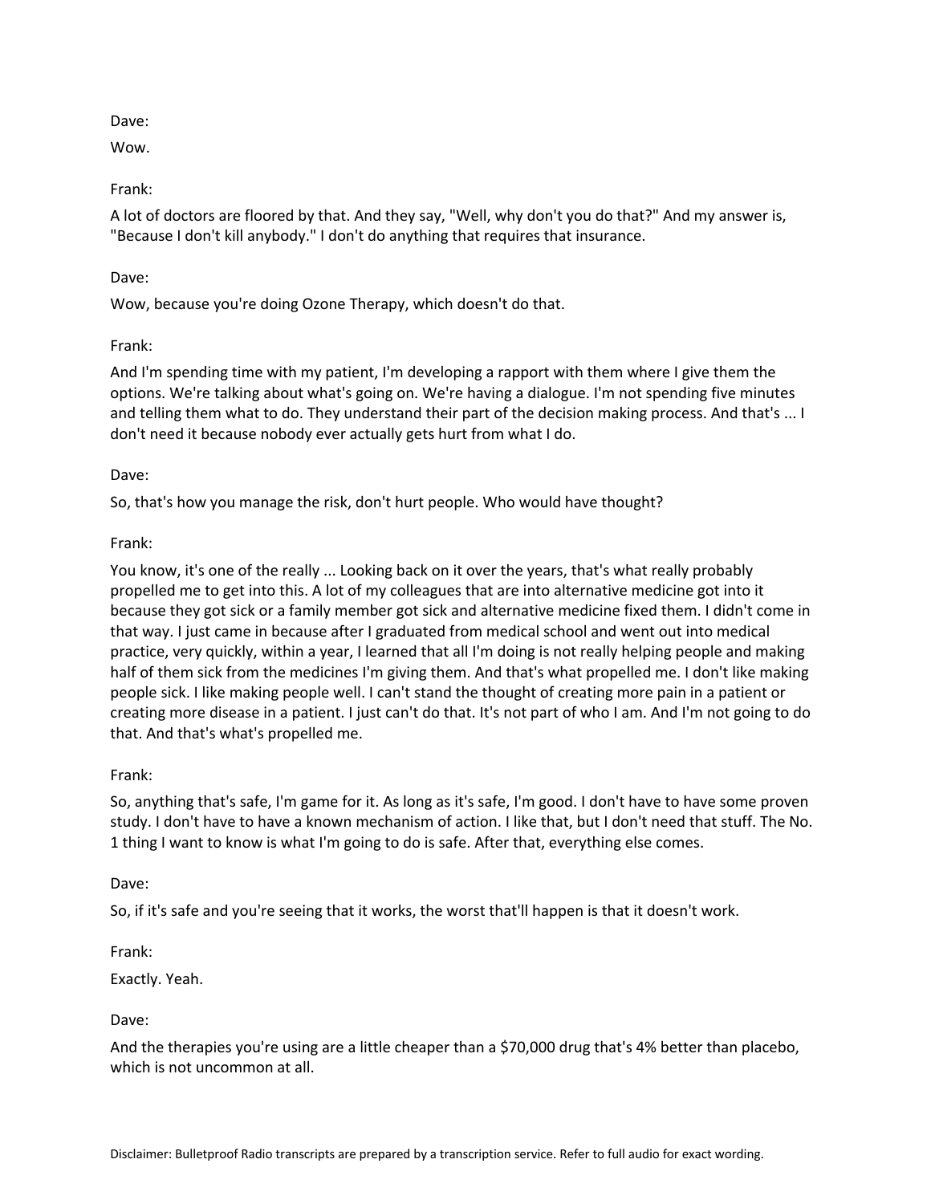Dave:

Wow.

Frank:

A lot of doctors are floored by that. And they say, "Well, why don't you do that?" And my answer is, "Because I don't kill anybody." I don't do anything that requires that insurance.

Dave:

Wow, because you're doing Ozone Therapy, which doesn't do that.

Frank:

And I'm spending time with my patient, I'm developing a rapport with them where I give them the options. We're talking about what's going on. We're having a dialogue. I'm not spending five minutes and telling them what to do. They understand their part of the decision making process. And that's ... I don't need it because nobody ever actually gets hurt from what I do.

Dave:

So, that's how you manage the risk, don't hurt people. Who would have thought?

Frank:

You know, it's one of the really ... Looking back on it over the years, that's what really probably propelled me to get into this. A lot of my colleagues that are into alternative medicine got into it because they got sick or a family member got sick and alternative medicine fixed them. I didn't come in that way. I just came in because after I graduated from medical school and went out into medical practice, very quickly, within a year, I learned that all I'm doing is not really helping people and making half of them sick from the medicines I'm giving them. And that's what propelled me. I don't like making people sick. I like making people well. I can't stand the thought of creating more pain in a patient or creating more disease in a patient. I just can't do that. It's not part of who I am. And I'm not going to do that. And that's what's propelled me.

Frank:

So, anything that's safe, I'm game for it. As long as it's safe, I'm good. I don't have to have some proven study. I don't have to have a known mechanism of action. I like that, but I don't need that stuff. The No. 1 thing I want to know is what I'm going to do is safe. After that, everything else comes.

Dave:

So, if it's safe and you're seeing that it works, the worst that'll happen is that it doesn't work.

Frank:

Exactly. Yeah.

Dave:

And the therapies you're using are a little cheaper than a $70,000 drug that's 4% better than placebo, which is not uncommon at all.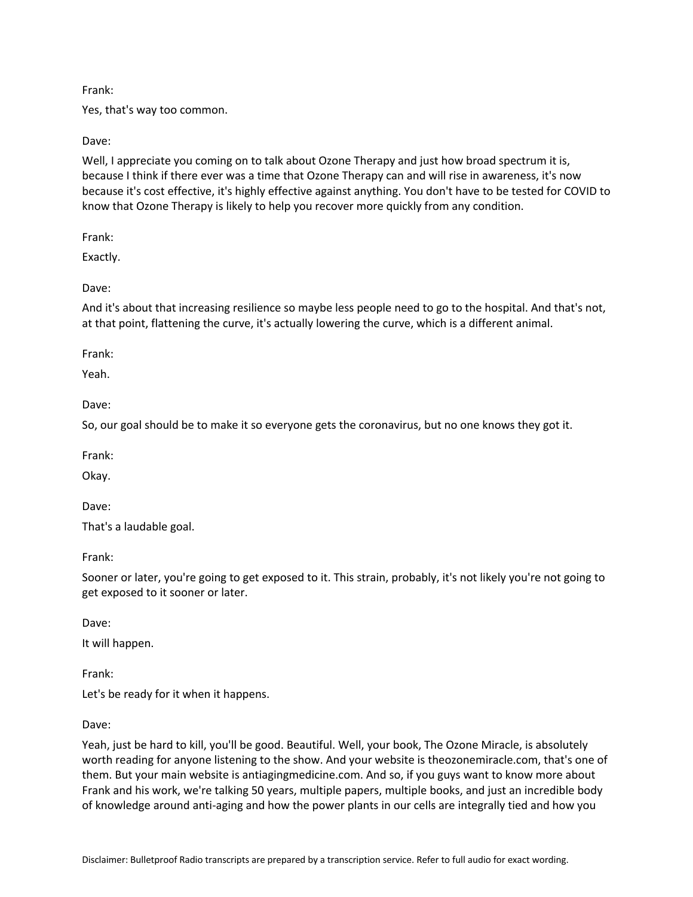Frank:

Yes, that's way too common.

Dave:

Well, I appreciate you coming on to talk about Ozone Therapy and just how broad spectrum it is, because I think if there ever was a time that Ozone Therapy can and will rise in awareness, it's now because it's cost effective, it's highly effective against anything. You don't have to be tested for COVID to know that Ozone Therapy is likely to help you recover more quickly from any condition.

Frank:

Exactly.

Dave:

And it's about that increasing resilience so maybe less people need to go to the hospital. And that's not, at that point, flattening the curve, it's actually lowering the curve, which is a different animal.

Frank:

Yeah.

Dave:

So, our goal should be to make it so everyone gets the coronavirus, but no one knows they got it.

Frank:

Okay.

Dave:

That's a laudable goal.

Frank:

Sooner or later, you're going to get exposed to it. This strain, probably, it's not likely you're not going to get exposed to it sooner or later.

Dave:

It will happen.

Frank:

Let's be ready for it when it happens.

Dave:

Yeah, just be hard to kill, you'll be good. Beautiful. Well, your book, The Ozone Miracle, is absolutely worth reading for anyone listening to the show. And your website is theozonemiracle.com, that's one of them. But your main website is antiagingmedicine.com. And so, if you guys want to know more about Frank and his work, we're talking 50 years, multiple papers, multiple books, and just an incredible body of knowledge around anti-aging and how the power plants in our cells are integrally tied and how you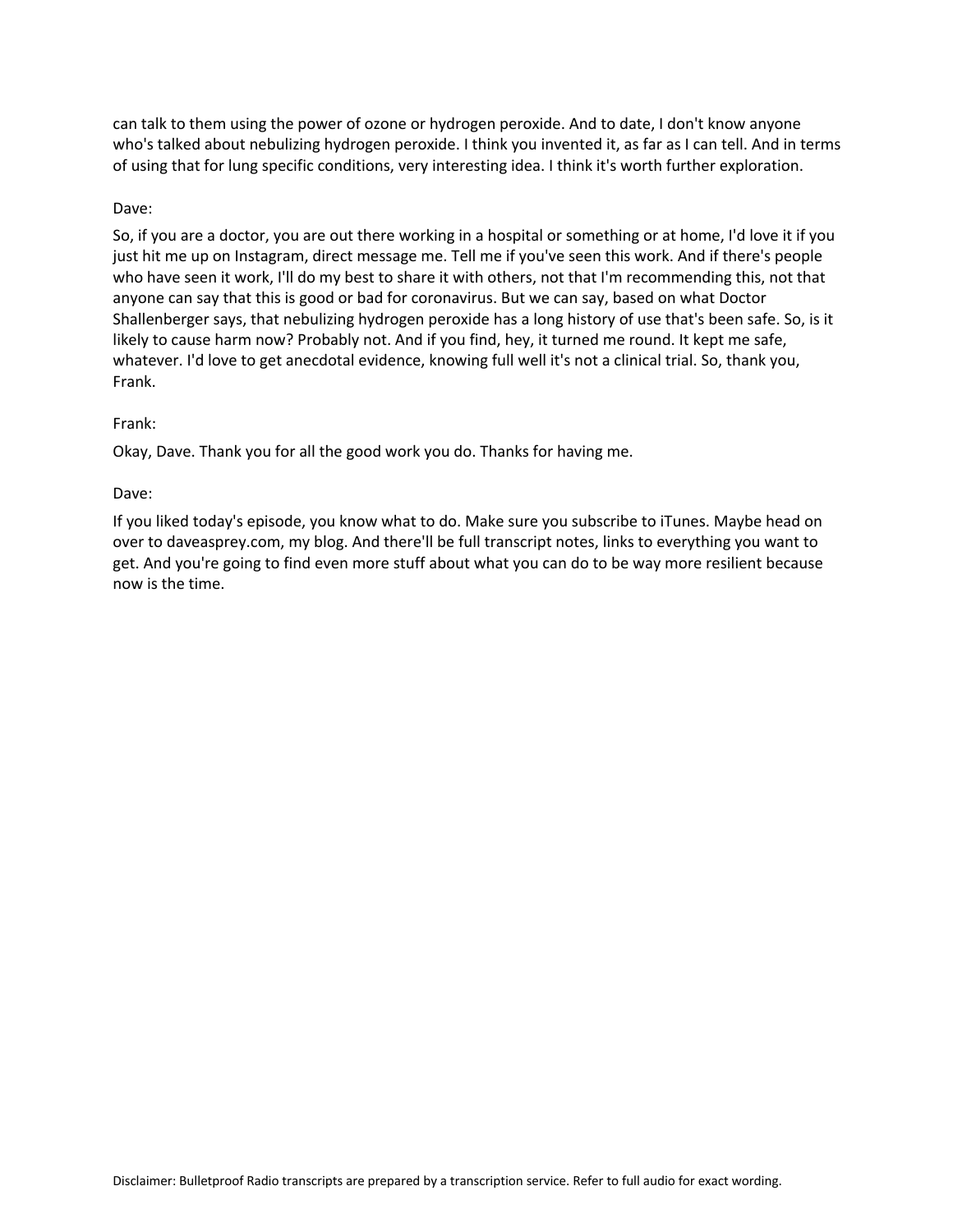can talk to them using the power of ozone or hydrogen peroxide. And to date, I don't know anyone who's talked about nebulizing hydrogen peroxide. I think you invented it, as far as I can tell. And in terms of using that for lung specific conditions, very interesting idea. I think it's worth further exploration.

Dave:

So, if you are a doctor, you are out there working in a hospital or something or at home, I'd love it if you just hit me up on Instagram, direct message me. Tell me if you've seen this work. And if there's people who have seen it work, I'll do my best to share it with others, not that I'm recommending this, not that anyone can say that this is good or bad for coronavirus. But we can say, based on what Doctor Shallenberger says, that nebulizing hydrogen peroxide has a long history of use that's been safe. So, is it likely to cause harm now? Probably not. And if you find, hey, it turned me round. It kept me safe, whatever. I'd love to get anecdotal evidence, knowing full well it's not a clinical trial. So, thank you, Frank.

Frank:

Okay, Dave. Thank you for all the good work you do. Thanks for having me.

Dave:

If you liked today's episode, you know what to do. Make sure you subscribe to iTunes. Maybe head on over to daveasprey.com, my blog. And there'll be full transcript notes, links to everything you want to get. And you're going to find even more stuff about what you can do to be way more resilient because now is the time.